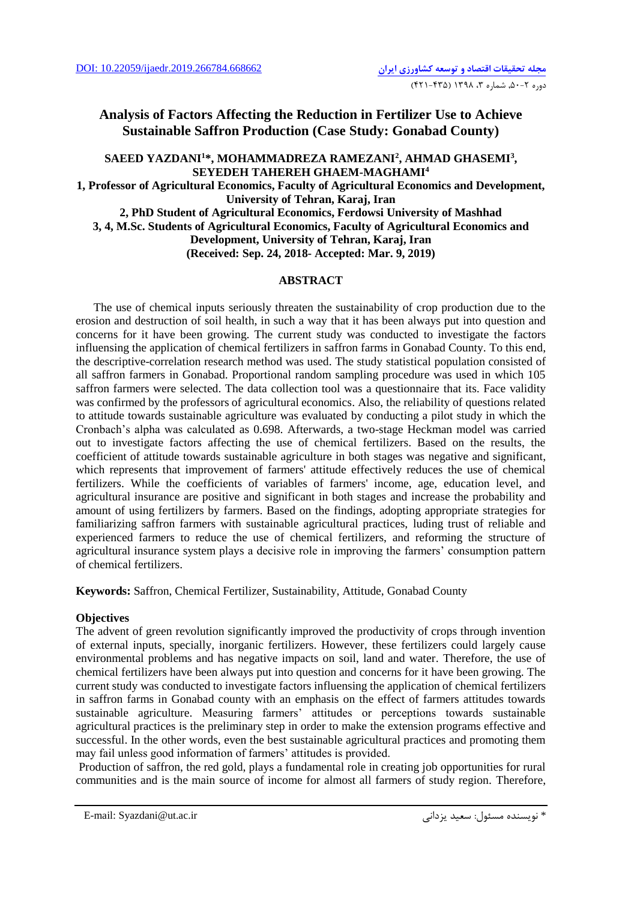DOI: 10.22059/ijaedr.2019.266784.668662

# Analysis of Factors Affecting the Reduction in Fertilizer Use to Achieve Sustainable Saffron Production (Case Study: Gonabad County)

**SAEED YAZDANI[1]*, MOHAMMADREZA RAMEZANI[2], AHMAD GHASEMI[3], SEYEDEH TAHEREH GHAEM-MAGHAMI[4]**

**1, Professor of Agricultural Economics, Faculty of Agricultural Economics and Development, University of Tehran, Karaj, Iran**

**2, PhD Student of Agricultural Economics, Ferdowsi University of Mashhad**

**3, 4, M.Sc. Students of Agricultural Economics, Faculty of Agricultural Economics and Development, University of Tehran, Karaj, Iran**

**(Received: Sep. 24, 2018- Accepted: Mar. 9, 2019)**

## ABSTRACT

The use of chemical inputs seriously threaten the sustainability of crop production due to the erosion and destruction of soil health, in such a way that it has been always put into question and concerns for it have been growing. The current study was conducted to investigate the factors influensing the application of chemical fertilizers in saffron farms in Gonabad County. To this end, the descriptive-correlation research method was used. The study statistical population consisted of all saffron farmers in Gonabad. Proportional random sampling procedure was used in which 105 saffron farmers were selected. The data collection tool was a questionnaire that its. Face validity was confirmed by the professors of agricultural economics. Also, the reliability of questions related to attitude towards sustainable agriculture was evaluated by conducting a pilot study in which the Cronbach's alpha was calculated as 0.698. Afterwards, a two-stage Heckman model was carried out to investigate factors affecting the use of chemical fertilizers. Based on the results, the coefficient of attitude towards sustainable agriculture in both stages was negative and significant, which represents that improvement of farmers' attitude effectively reduces the use of chemical fertilizers. While the coefficients of variables of farmers' income, age, education level, and agricultural insurance are positive and significant in both stages and increase the probability and amount of using fertilizers by farmers. Based on the findings, adopting appropriate strategies for familiarizing saffron farmers with sustainable agricultural practices, luding trust of reliable and experienced farmers to reduce the use of chemical fertilizers, and reforming the structure of agricultural insurance system plays a decisive role in improving the farmers' consumption pattern of chemical fertilizers.

**Keywords:** Saffron, Chemical Fertilizer, Sustainability, Attitude, Gonabad County

### Objectives

The advent of green revolution significantly improved the productivity of crops through invention of external inputs, specially, inorganic fertilizers. However, these fertilizers could largely cause environmental problems and has negative impacts on soil, land and water. Therefore, the use of chemical fertilizers have been always put into question and concerns for it have been growing. The current study was conducted to investigate factors influensing the application of chemical fertilizers in saffron farms in Gonabad county with an emphasis on the effect of farmers attitudes towards sustainable agriculture. Measuring farmers' attitudes or perceptions towards sustainable agricultural practices is the preliminary step in order to make the extension programs effective and successful. In the other words, even the best sustainable agricultural practices and promoting them may fail unless good information of farmers' attitudes is provided.

Production of saffron, the red gold, plays a fundamental role in creating job opportunities for rural communities and is the main source of income for almost all farmers of study region. Therefore,

E-mail: Syazdani@ut.ac.ir

\* نویسنده مسئول: سعید یزدانی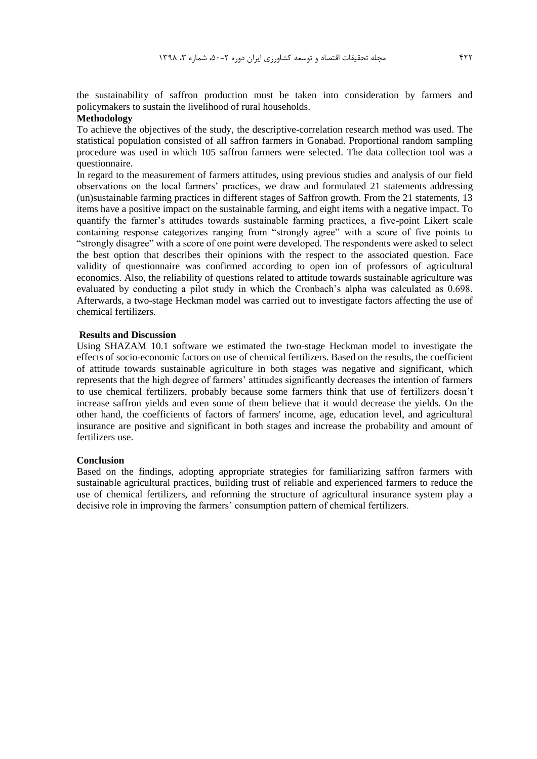the sustainability of saffron production must be taken into consideration by farmers and policymakers to sustain the livelihood of rural households.

**Methodology**

To achieve the objectives of the study, the descriptive-correlation research method was used. The statistical population consisted of all saffron farmers in Gonabad. Proportional random sampling procedure was used in which 105 saffron farmers were selected. The data collection tool was a questionnaire.

In regard to the measurement of farmers attitudes, using previous studies and analysis of our field observations on the local farmers' practices, we draw and formulated 21 statements addressing (un)sustainable farming practices in different stages of Saffron growth. From the 21 statements, 13 items have a positive impact on the sustainable farming, and eight items with a negative impact. To quantify the farmer's attitudes towards sustainable farming practices, a five-point Likert scale containing response categorizes ranging from "strongly agree" with a score of five points to "strongly disagree" with a score of one point were developed. The respondents were asked to select the best option that describes their opinions with the respect to the associated question. Face validity of questionnaire was confirmed according to open ion of professors of agricultural economics. Also, the reliability of questions related to attitude towards sustainable agriculture was evaluated by conducting a pilot study in which the Cronbach's alpha was calculated as 0.698. Afterwards, a two-stage Heckman model was carried out to investigate factors affecting the use of chemical fertilizers.

**Results and Discussion**

Using SHAZAM 10.1 software we estimated the two-stage Heckman model to investigate the effects of socio-economic factors on use of chemical fertilizers. Based on the results, the coefficient of attitude towards sustainable agriculture in both stages was negative and significant, which represents that the high degree of farmers' attitudes significantly decreases the intention of farmers to use chemical fertilizers, probably because some farmers think that use of fertilizers doesn't increase saffron yields and even some of them believe that it would decrease the yields. On the other hand, the coefficients of factors of farmers' income, age, education level, and agricultural insurance are positive and significant in both stages and increase the probability and amount of fertilizers use.

**Conclusion**

Based on the findings, adopting appropriate strategies for familiarizing saffron farmers with sustainable agricultural practices, building trust of reliable and experienced farmers to reduce the use of chemical fertilizers, and reforming the structure of agricultural insurance system play a decisive role in improving the farmers' consumption pattern of chemical fertilizers.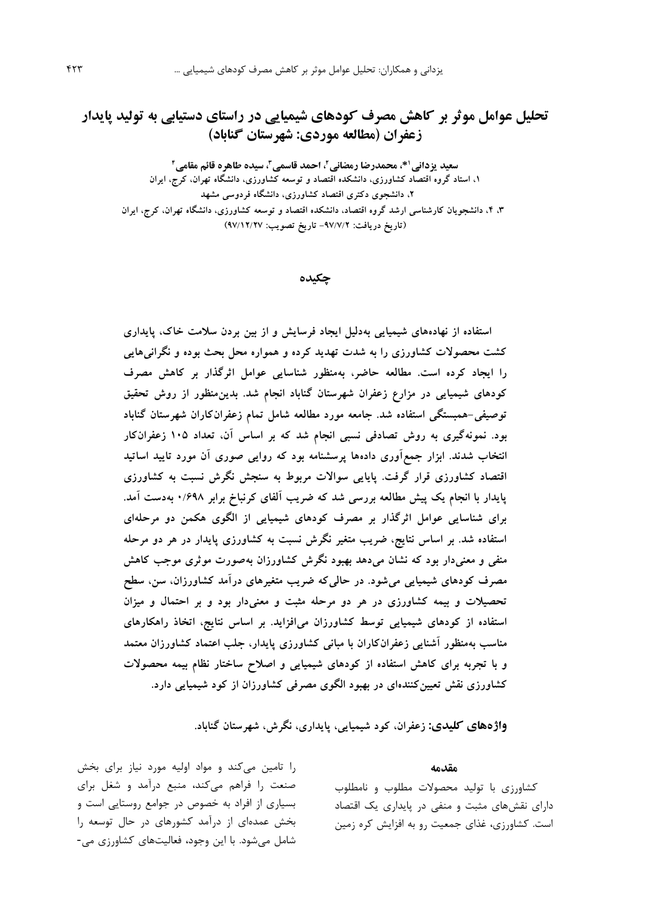# تحلیل عوامل موثر بر کاهش مصرف کودهای شیمیایی در راستای دستیابی به تولید پایدار زعفران (مطالعه موردی: شهرستان گناباد)

**سعید یزدانی[1]*، محمدرضا رمضانی[2]، احمد قاسمی[3]، سیده طاهره قائم مقامی[4]**

۱، استاد گروه اقتصاد کشاورزی، دانشکده اقتصاد و توسعه کشاورزی، دانشگاه تهران، کرج، ایران

۲، دانشجوی دکتری اقتصاد کشاورزی، دانشگاه فردوسی مشهد

۳، ۴، دانشجویان کارشناسی ارشد گروه اقتصاد، دانشکده اقتصاد و توسعه کشاورزی، دانشگاه تهران، کرج، ایران

(تاریخ دریافت: ۹۷/۷/۲- تاریخ تصویب: ۹۷/۱۲/۲۷)

## چکیده

**استفاده از نهاده‌های شیمیایی به‌دلیل ایجاد فرسایش و از بین بردن سلامت خاک، پایداری کشت محصولات کشاورزی را به شدت تهدید کرده و همواره محل بحث بوده و نگرانی‌هایی را ایجاد کرده است. مطالعه حاضر، به‌منظور شناسایی عوامل اثرگذار بر کاهش مصرف کودهای شیمیایی در مزارع زعفران شهرستان گناباد انجام شد. بدین‌منظور از روش تحقیق توصیفی-همبستگی استفاده شد. جامعه مورد مطالعه شامل تمام زعفران‌کاران شهرستان گناباد بود. نمونه‌گیری به روش تصادفی نسبی انجام شد که بر اساس آن، تعداد ۱۰۵ زعفران‌کار انتخاب شدند. ابزار جمع‌آوری داده‌ها پرسشنامه بود که روایی صوری آن مورد تایید اساتید اقتصاد کشاورزی قرار گرفت. پایایی سوالات مربوط به سنجش نگرش نسبت به کشاورزی پایدار با انجام یک پیش مطالعه بررسی شد که ضریب آلفای کرنباخ برابر ۰/۶۹۸ به‌دست آمد. برای شناسایی عوامل اثرگذار بر مصرف کودهای شیمیایی از الگوی هکمن دو مرحله‌ای استفاده شد. بر اساس نتایج، ضریب متغیر نگرش نسبت به کشاورزی پایدار در هر دو مرحله منفی و معنی‌دار بود که نشان می‌دهد بهبود نگرش کشاورزان به‌صورت موثری موجب کاهش مصرف کودهای شیمیایی می‌شود. در حالی‌که ضریب متغیرهای درآمد کشاورزان، سن، سطح تحصیلات و بیمه کشاورزی در هر دو مرحله مثبت و معنی‌دار بود و بر احتمال و میزان استفاده از کودهای شیمیایی توسط کشاورزان می‌افزاید. بر اساس نتایج، اتخاذ راهکارهای مناسب به‌منظور آشنایی زعفران‌کاران با مبانی کشاورزی پایدار، جلب اعتماد کشاورزان معتمد و با تجربه برای کاهش استفاده از کودهای شیمیایی و اصلاح ساختار نظام بیمه محصولات کشاورزی نقش تعیین‌کننده‌ای در بهبود الگوی مصرفی کشاورزان از کود شیمیایی دارد.**

**واژه‌های کلیدی:** زعفران، کود شیمیایی، پایداری، نگرش، شهرستان گناباد.

## مقدمه

کشاورزی با تولید محصولات مطلوب و نامطلوب دارای نقش‌های مثبت و منفی در پایداری یک اقتصاد است. کشاورزی، غذای جمعیت رو به افزایش کره زمین را تامین می‌کند و مواد اولیه مورد نیاز برای بخش صنعت را فراهم می‌کند، منبع درآمد و شغل برای بسیاری از افراد به خصوص در جوامع روستایی است و بخش عمده‌ای از درآمد کشورهای در حال توسعه را شامل می‌شود. با این وجود، فعالیت‌های کشاورزی می-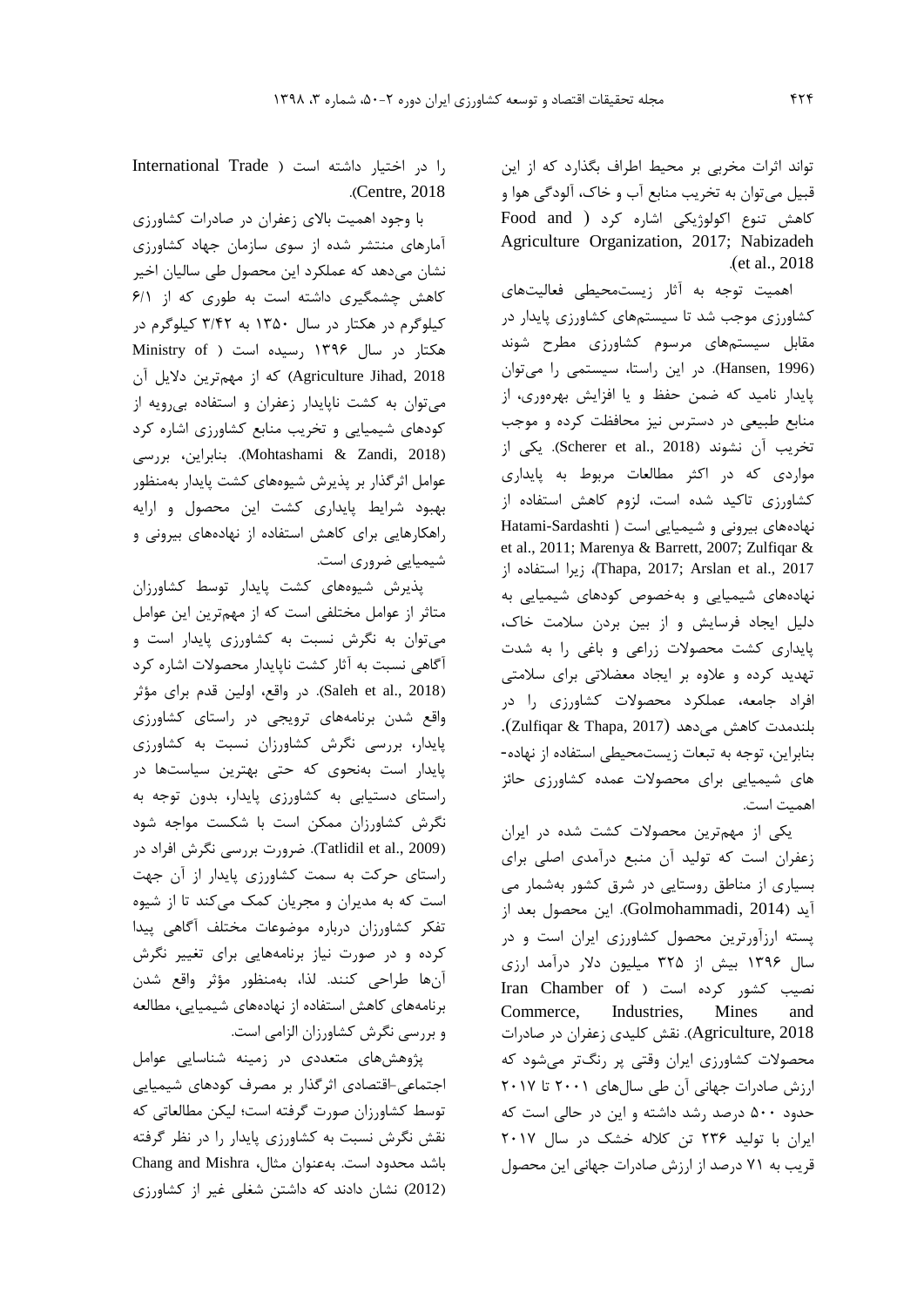تواند اثرات مخربی بر محیط اطراف بگذارد که از این قبیل می‌توان به تخریب منابع آب و خاک، آلودگی هوا و کاهش تنوع اکولوژیکی اشاره کرد (Food and Agriculture Organization, 2017; Nabizadeh et al., 2018).

اهمیت توجه به آثار زیست‌محیطی فعالیت‌های کشاورزی موجب شد تا سیستم‌های کشاورزی پایدار در مقابل سیستم‌های مرسوم کشاورزی مطرح شوند (Hansen, 1996). در این راستا، سیستمی را می‌توان پایدار نامید که ضمن حفظ و یا افزایش بهره‌وری، از منابع طبیعی در دسترس نیز محافظت کرده و موجب تخریب آن نشوند (Scherer et al., 2018). یکی از مواردی که در اکثر مطالعات مربوط به پایداری کشاورزی تاکید شده است، لزوم کاهش استفاده از نهاده‌های بیرونی و شیمیایی است (Hatami-Sardashti et al., 2011; Marenya & Barrett, 2007; Zulfiqar & Thapa, 2017; Arslan et al., 2017)، زیرا استفاده از نهاده‌های شیمیایی و به‌خصوص کودهای شیمیایی به دلیل ایجاد فرسایش و از بین بردن سلامت خاک، پایداری کشت محصولات زراعی و باغی را به شدت تهدید کرده و علاوه بر ایجاد معضلاتی برای سلامتی افراد جامعه، عملکرد محصولات کشاورزی را در بلندمدت کاهش می‌دهد (Zulfiqar & Thapa, 2017). بنابراین، توجه به تبعات زیست‌محیطی استفاده از نهاده‌های شیمیایی برای محصولات عمده کشاورزی حائز اهمیت است.

یکی از مهم‌ترین محصولات کشت شده در ایران زعفران است که تولید آن منبع درآمدی اصلی برای بسیاری از مناطق روستایی در شرق کشور به‌شمار می آید (Golmohammadi, 2014). این محصول بعد از پسته ارزآورترین محصول کشاورزی ایران است و در سال ۱۳۹۶ بیش از ۳۲۵ میلیون دلار درآمد ارزی نصیب کشور کرده است (Iran Chamber of Commerce, Industries, Mines and Agriculture, 2018). نقش کلیدی زعفران در صادرات محصولات کشاورزی ایران وقتی پر رنگ‌تر می‌شود که ارزش صادرات جهانی آن طی سال‌های ۲۰۰۱ تا ۲۰۱۷ حدود ۵۰۰ درصد رشد داشته و این در حالی است که ایران با تولید ۲۳۶ تن کلاله خشک در سال ۲۰۱۷ قریب به ۷۱ درصد از ارزش صادرات جهانی این محصول را در اختیار داشته است (International Trade Centre, 2018).

با وجود اهمیت بالای زعفران در صادرات کشاورزی آمارهای منتشر شده از سوی سازمان جهاد کشاورزی نشان می‌دهد که عملکرد این محصول طی سالیان اخیر کاهش چشمگیری داشته است به طوری که از ۶/۱ کیلوگرم در هکتار در سال ۱۳۵۰ به ۳/۴۲ کیلوگرم در هکتار در سال ۱۳۹۶ رسیده است (Ministry of Agriculture Jihad, 2018) که از مهم‌ترین دلایل آن می‌توان به کشت ناپایدار زعفران و استفاده بی‌رویه از کودهای شیمیایی و تخریب منابع کشاورزی اشاره کرد (Mohtashami & Zandi, 2018). بنابراین، بررسی عوامل اثرگذار بر پذیرش شیوه‌های کشت پایدار به‌منظور بهبود شرایط پایداری کشت این محصول و ارایه راهکارهایی برای کاهش استفاده از نهاده‌های بیرونی و شیمیایی ضروری است.

پذیرش شیوه‌های کشت پایدار توسط کشاورزان متاثر از عوامل مختلفی است که از مهم‌ترین این عوامل می‌توان به نگرش نسبت به کشاورزی پایدار است و آگاهی نسبت به آثار کشت ناپایدار محصولات اشاره کرد (Saleh et al., 2018). در واقع، اولین قدم برای مؤثر واقع شدن برنامه‌های ترویجی در راستای کشاورزی پایدار، بررسی نگرش کشاورزان نسبت به کشاورزی پایدار است به‌نحوی که حتی بهترین سیاست‌ها در راستای دستیابی به کشاورزی پایدار، بدون توجه به نگرش کشاورزان ممکن است با شکست مواجه شود (Tatlidil et al., 2009). ضرورت بررسی نگرش افراد در راستای حرکت به سمت کشاورزی پایدار از آن جهت است که به مدیران و مجریان کمک می‌کند تا از شیوه تفکر کشاورزان درباره موضوعات مختلف آگاهی پیدا کرده و در صورت نیاز برنامه‌هایی برای تغییر نگرش آن‌ها طراحی کنند. لذا، به‌منظور مؤثر واقع شدن برنامه‌های کاهش استفاده از نهاده‌های شیمیایی، مطالعه و بررسی نگرش کشاورزان الزامی است.

پژوهش‌های متعددی در زمینه شناسایی عوامل اجتماعی-اقتصادی اثرگذار بر مصرف کودهای شیمیایی توسط کشاورزان صورت گرفته است؛ لیکن مطالعاتی که نقش نگرش نسبت به کشاورزی پایدار را در نظر گرفته باشد محدود است. به‌عنوان مثال، Chang and Mishra (2012) نشان دادند که داشتن شغلی غیر از کشاورزی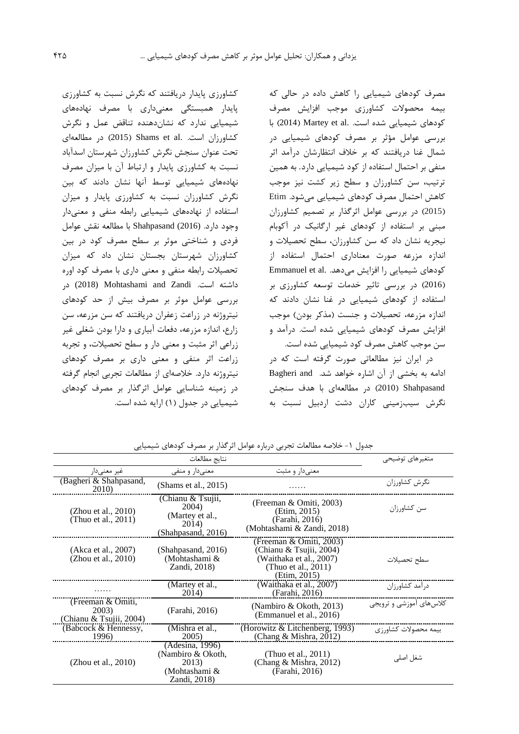مصرف کودهای شیمیایی را کاهش داده در حالی که بیمه محصولات کشاورزی موجب افزایش مصرف کودهای شیمیایی شده است. .Martey et al (2014) با بررسی عوامل مؤثر بر مصرف کودهای شیمیایی در شمال غنا دریافتند که بر خلاف انتظارشان درآمد اثر منفی بر احتمال استفاده از کود شیمیایی دارد. به همین ترتیب، سن کشاورزان و سطح زیر کشت نیز موجب کاهش احتمال مصرف کودهای شیمیایی می‌شود. Etim (2015) در بررسی عوامل اثرگذار بر تصمیم کشاورزان مبنی بر استفاده از کودهای غیر ارگانیک در آکوبام نیجریه نشان داد که سن کشاورزان، سطح تحصیلات و اندازه مزرعه صورت معناداری احتمال استفاده از کودهای شیمیایی را افزایش می‌دهد. .Emmanuel et al (2016) در بررسی تاثیر خدمات توسعه کشاورزی بر استفاده از کودهای شیمیایی در غنا نشان دادند که اندازه مزرعه، تحصیلات و جنست (مذکر بودن) موجب افزایش مصرف کودهای شیمیایی شده است. درآمد و سن موجب کاهش مصرف کود شیمیایی شده است.

در ایران نیز مطالعاتی صورت گرفته است که در ادامه به بخشی از آن اشاره خواهد شد. Bagheri and Shahpasand (2010) در مطالعه‌ای با هدف سنجش نگرش سیب‌زمینی کاران دشت اردبیل نسبت به کشاورزی پایدار دریافتند که نگرش نسبت به کشاورزی پایدار همبستگی معنی‌داری با مصرف نهاده‌های شیمیایی ندارد که نشان‌دهنده تناقض عمل و نگرش کشاورزان است. .Shams et al (2015) در مطالعه‌ای تحت عنوان سنجش نگرش کشاورزان شهرستان اسدآباد نسبت به کشاورزی پایدار و ارتباط آن با میزان مصرف نهاده‌های شیمیایی توسط آنها نشان دادند که بین نگرش کشاورزان نسبت به کشاورزی پایدار و میزان استفاده از نهاده‌های شیمیایی رابطه منفی و معنی‌دار وجود دارد. Shahpasand (2016) با مطالعه نقش عوامل فردی و شناختی موثر بر سطح مصرف کود در بین کشاورزان شهرستان بجستان نشان داد که میزان تحصیلات رابطه منفی و معنی داری با مصرف کود اوره داشته است. Mohtashami and Zandi (2018) در بررسی عوامل موثر بر مصرف بیش از حد کودهای نیتروژنه در زراعت زعفران دریافتند که سن مزرعه، سن زارع، اندازه مزرعه، دفعات آبیاری و دارا بودن شغلی غیر زراعی اثر مثبت و معنی دار و سطح تحصیلات، و تجربه زراعت اثر منفی و معنی داری بر مصرف کودهای نیتروژنه دارد. خلاصه‌ای از مطالعات تجربی انجام گرفته در زمینه شناسایی عوامل اثرگذار بر مصرف کودهای شیمیایی در جدول (۱) ارایه شده است.

جدول ۱- خلاصه مطالعات تجربی درباره عوامل اثرگذار بر مصرف کودهای شیمیایی

| متغیرهای توضیحی | نتایج مطالعات | | |
|---|---|---|---|
| | معنی‌دار و مثبت | معنی‌دار و منفی | غیر معنی‌دار |
| نگرش کشاورزان | …… | (Shams et al., 2015) | (Bagheri & Shahpasand, 2010) |
| سن کشاورزان | (Freeman & Omiti, 2003) (Etim, 2015) (Farahi, 2016) (Mohtashami & Zandi, 2018) | (Chianu & Tsujii, 2004) (Martey et al., 2014) (Shahpasand, 2016) | (Zhou et al., 2010) (Thuo et al., 2011) |
| سطح تحصیلات | (Freeman & Omiti, 2003) (Chianu & Tsujii, 2004) (Waithaka et al., 2007) (Thuo et al., 2011) (Etim, 2015) | (Shahpasand, 2016) (Mohtashami & Zandi, 2018) | (Akca et al., 2007) (Zhou et al., 2010) |
| درآمد کشاورزان | (Waithaka et al., 2007) (Farahi, 2016) | (Martey et al., 2014) | …… |
| کلاس‌های آموزشی و ترویجی | (Nambiro & Okoth, 2013) (Emmanuel et al., 2016) | (Farahi, 2016) | (Freeman & Omiti, 2003) (Chianu & Tsujii, 2004) |
| بیمه محصولات کشاورزی | (Horowitz & Litchenberg, 1993) (Chang & Mishra, 2012) | (Mishra et al., 2005) | (Babcock & Hennessy, 1996) |
| شغل اصلی | (Thuo et al., 2011) (Chang & Mishra, 2012) (Farahi, 2016) | (Adesina, 1996) (Nambiro & Okoth, 2013) (Mohtashami & Zandi, 2018) | (Zhou et al., 2010) |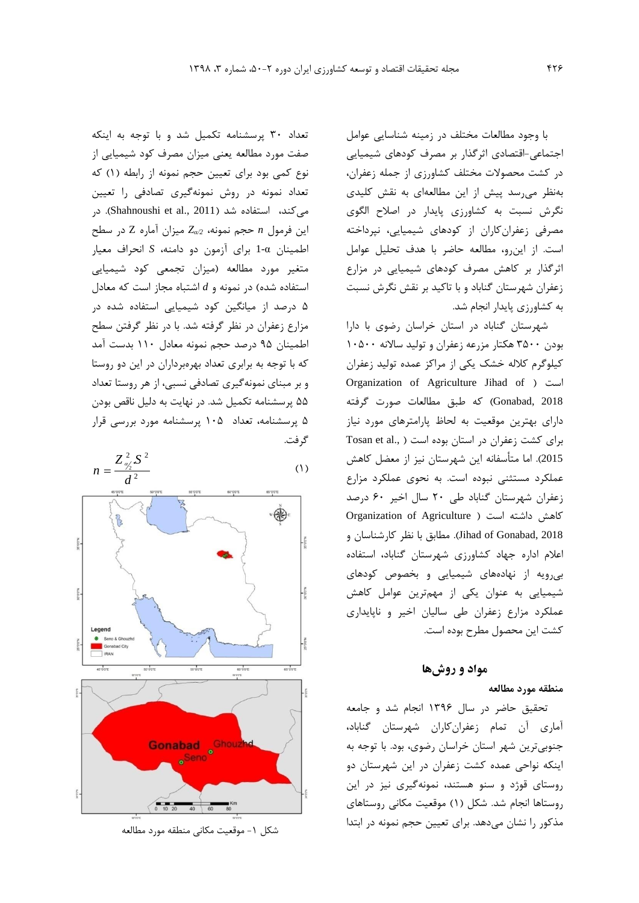با وجود مطالعات مختلف در زمینه شناسایی عوامل اجتماعی-اقتصادی اثرگذار بر مصرف کودهای شیمیایی در کشت محصولات مختلف کشاورزی از جمله زعفران، به‌نظر می‌رسد پیش از این مطالعه‌ای به نقش کلیدی نگرش نسبت به کشاورزی پایدار در اصلاح الگوی مصرفی زعفران‌کاران از کودهای شیمیایی، نپرداخته است. از این‌رو، مطالعه حاضر با هدف تحلیل عوامل اثرگذار بر کاهش مصرف کودهای شیمیایی در مزارع زعفران شهرستان گناباد و با تاکید بر نقش نگرش نسبت به کشاورزی پایدار انجام شد.

شهرستان گناباد در استان خراسان رضوی با دارا بودن ۳۵۰۰ هکتار مزرعه زعفران و تولید سالانه ۱۰۵۰۰ کیلوگرم کلاله خشک یکی از مراکز عمده تولید زعفران است (Organization of Agriculture Jihad of Gonabad, 2018) که طبق مطالعات صورت گرفته دارای بهترین موقعیت به لحاظ پارامترهای مورد نیاز برای کشت زعفران در استان بوده است (Tosan et al., 2015). اما متأسفانه این شهرستان نیز از معضل کاهش عملکرد مستثنی نبوده است. به نحوی عملکرد مزارع زعفران شهرستان گناباد طی ۲۰ سال اخیر ۶۰ درصد کاهش داشته است (Organization of Agriculture Jihad of Gonabad, 2018). مطابق با نظر کارشناسان و اعلام اداره جهاد کشاورزی شهرستان گناباد، استفاده بی‌رویه از نهاده‌های شیمیایی و بخصوص کودهای شیمیایی به عنوان یکی از مهم‌ترین عوامل کاهش عملکرد مزارع زعفران طی سالیان اخیر و ناپایداری کشت این محصول مطرح بوده است.

## مواد و روش‌ها

### منطقه مورد مطالعه

تحقیق حاضر در سال ۱۳۹۶ انجام شد و جامعه آماری آن تمام زعفران‌کاران شهرستان گناباد، جنوبی‌ترین شهر استان خراسان رضوی، بود. با توجه به اینکه نواحی عمده کشت زعفران در این شهرستان دو روستای قوژد و سنو هستند، نمونه‌گیری نیز در این روستاها انجام شد. شکل (۱) موقعیت مکانی روستاهای مذکور را نشان می‌دهد. برای تعیین حجم نمونه در ابتدا تعداد ۳۰ پرسشنامه تکمیل شد و با توجه به اینکه صفت مورد مطالعه یعنی میزان مصرف کود شیمیایی از نوع کمی بود برای تعیین حجم نمونه از رابطه (۱) که تعداد نمونه در روش نمونه‌گیری تصادفی را تعیین می‌کند، استفاده شد (Shahnoushi et al., 2011). در این فرمول $n$ حجم نمونه، $Z_{\alpha/2}$ میزان آماره Z در سطح اطمینان $1-\alpha$ برای آزمون دو دامنه، $S$ انحراف معیار متغیر مورد مطالعه (میزان تجمعی کود شیمیایی استفاده شده) در نمونه و $d$ اشتباه مجاز است که معادل ۵ درصد از میانگین کود شیمیایی استفاده شده در مزارع زعفران در نظر گرفته شد. با در نظر گرفتن سطح اطمینان ۹۵ درصد حجم نمونه معادل ۱۱۰ بدست آمد که با توجه به برابری تعداد بهره‌برداران در این دو روستا و بر مبنای نمونه‌گیری تصادفی نسبی، از هر روستا تعداد ۵۵ پرسشنامه تکمیل شد. در نهایت به دلیل ناقص بودن ۵ پرسشنامه، تعداد ۱۰۵ پرسشنامه مورد بررسی قرار گرفت.

$$n = \frac{Z_{\alpha/2}^{2} S^{2}}{d^{2}} \quad (1)$$

شکل ۱- موقعیت مکانی منطقه مورد مطالعه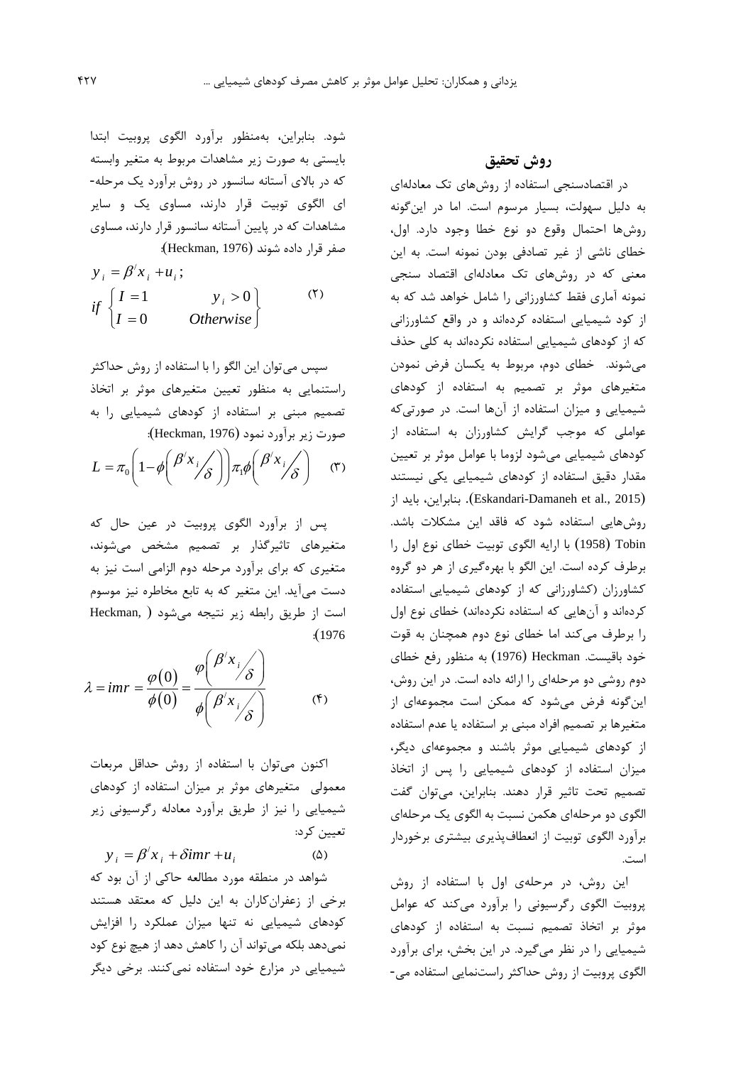## روش تحقیق

در اقتصادسنجی استفاده از روش‌های تک معادله‌ای به دلیل سهولت، بسیار مرسوم است. اما در این‌گونه روش‌ها احتمال وقوع دو نوع خطا وجود دارد. اول، خطای ناشی از غیر تصادفی بودن نمونه است. به این معنی که در روش‌های تک معادله‌ای اقتصاد سنجی نمونه آماری فقط کشاورزانی را شامل خواهد شد که به از کود شیمیایی استفاده کرده‌اند و در واقع کشاورزانی که از کودهای شیمیایی استفاده نکرده‌اند به کلی حذف می‌شوند. خطای دوم، مربوط به یکسان فرض نمودن متغیرهای موثر بر تصمیم به استفاده از کودهای شیمیایی و میزان استفاده از آن‌ها است. در صورتی‌که عواملی که موجب گرایش کشاورزان به استفاده از کودهای شیمیایی می‌شود لزوما با عوامل موثر بر تعیین مقدار دقیق استفاده از کودهای شیمیایی یکی نیستند (Eskandari-Damaneh et al., 2015). بنابراین، باید از روش‌هایی استفاده شود که فاقد این مشکلات باشد. Tobin (1958) با ارایه الگوی توبیت خطای نوع اول را برطرف کرده است. این الگو با بهره‌گیری از هر دو گروه کشاورزان (کشاورزانی که از کودهای شیمیایی استفاده کرده‌اند و آن‌هایی که استفاده نکرده‌اند) خطای نوع اول را برطرف می‌کند اما خطای نوع دوم همچنان به قوت خود باقیست. Heckman (1976) به منظور رفع خطای دوم روشی دو مرحله‌ای را ارائه داده است. در این روش، این‌گونه فرض می‌شود که ممکن است مجموعه‌ای از متغیرها بر تصمیم افراد مبنی بر استفاده یا عدم استفاده از کودهای شیمیایی موثر باشند و مجموعه‌ای دیگر، میزان استفاده از کودهای شیمیایی را پس از اتخاذ تصمیم تحت تاثیر قرار دهند. بنابراین، می‌توان گفت الگوی دو مرحله‌ای هکمن نسبت به الگوی یک مرحله‌ای برآورد الگوی توبیت از انعطاف‌پذیری بیشتری برخوردار است.

این روش، در مرحله‌ی اول با استفاده از روش پروبیت الگوی رگرسیونی را برآورد می‌کند که عوامل موثر بر اتخاذ تصمیم نسبت به استفاده از کودهای شیمیایی را در نظر می‌گیرد. در این بخش، برای برآورد الگوی پروبیت از روش حداکثر راست‌نمایی استفاده می‌شود. بنابراین، به‌منظور برآورد الگوی پروبیت ابتدا بایستی به صورت زیر مشاهدات مربوط به متغیر وابسته که در بالای آستانه سانسور در روش برآورد یک مرحله‌ای الگوی توبیت قرار دارند، مساوی یک و سایر مشاهدات که در پایین آستانه سانسور قرار دارند، مساوی صفر قرار داده شوند (Heckman, 1976):

$$y_i = \beta' x_i + u_i ; \qquad if \begin{cases} I = 1 & y_i > 0 \\ I = 0 & Otherwise \end{cases} \tag{۲}$$

سپس می‌توان این الگو را با استفاده از روش حداکثر راستنمایی به منظور تعیین متغیرهای موثر بر اتخاذ تصمیم مبنی بر استفاده از کودهای شیمیایی را به صورت زیر برآورد نمود (Heckman, 1976):

$$L = \pi_0 \left( 1 - \phi \left( \beta' x_i / \delta \right) \right) \pi_1 \phi \left( \beta' x_i / \delta \right) \tag{۳}$$

پس از برآورد الگوی پروبیت در عین حال که متغیرهای تاثیرگذار بر تصمیم مشخص می‌شوند، متغیری که برای برآورد مرحله دوم الزامی است نیز به دست می‌آید. این متغیر که به تابع مخاطره نیز موسوم است از طریق رابطه زیر نتیجه می‌شود (Heckman, 1976):

$$\lambda = imr = \frac{\varphi(0)}{\phi(0)} = \frac{\varphi\left( \beta' x_i / \delta \right)}{\phi\left( \beta' x_i / \delta \right)} \tag{۴}$$

اکنون می‌توان با استفاده از روش حداقل مربعات معمولی متغیرهای موثر بر میزان استفاده از کودهای شیمیایی را نیز از طریق برآورد معادله رگرسیونی زیر تعیین کرد:

$$y_i = \beta' x_i + \delta imr + u_i \tag{۵}$$

شواهد در منطقه مورد مطالعه حاکی از آن بود که برخی از زعفران‌کاران به این دلیل که معتقد هستند کودهای شیمیایی نه تنها میزان عملکرد را افزایش نمی‌دهد بلکه می‌تواند آن را کاهش دهد از هیچ نوع کود شیمیایی در مزارع خود استفاده نمی‌کنند. برخی دیگر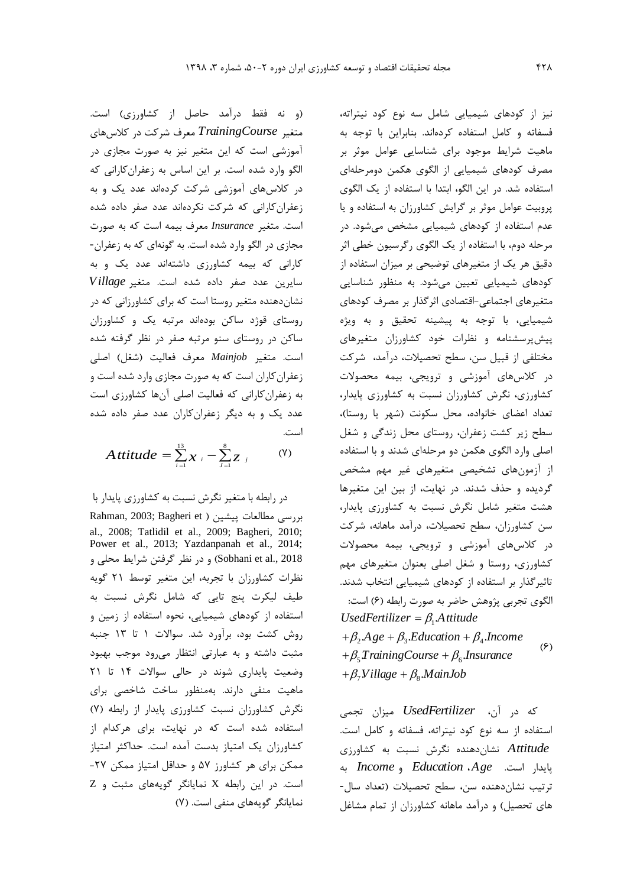نیز از کودهای شیمیایی شامل سه نوع کود نیتراته، فسفاته و کامل استفاده کرده‌اند. بنابراین با توجه به ماهیت شرایط موجود برای شناسایی عوامل موثر بر مصرف کودهای شیمیایی از الگوی هکمن دومرحله‌ای استفاده شد. در این الگو، ابتدا با استفاده از یک الگوی پروبیت عوامل موثر بر گرایش کشاورزان به استفاده و یا عدم استفاده از کودهای شیمیایی مشخص می‌شود. در مرحله دوم، با استفاده از یک الگوی رگرسیون خطی اثر دقیق هر یک از متغیرهای توضیحی بر میزان استفاده از کودهای شیمیایی تعیین می‌شود. به منظور شناسایی متغیرهای اجتماعی-اقتصادی اثرگذار بر مصرف کودهای شیمیایی، با توجه به پیشینه تحقیق و به ویژه پیش‌پرسشنامه و نظرات خود کشاورزان متغیرهای مختلفی از قبیل سن، سطح تحصیلات، درآمد، شرکت در کلاس‌های آموزشی و ترویجی، بیمه محصولات کشاورزی، نگرش کشاورزان نسبت به کشاورزی پایدار، تعداد اعضای خانواده، محل سکونت (شهر یا روستا)، سطح زیر کشت زعفران، روستای محل زندگی و شغل اصلی وارد الگوی هکمن دو مرحله‌ای شدند و با استفاده از آزمون‌های تشخیصی متغیرهای غیر مهم مشخص گردیده و حذف شدند. در نهایت، از بین این متغیرها هشت متغیر شامل نگرش نسبت به کشاورزی پایدار، سن کشاورزان، سطح تحصیلات، درآمد ماهانه، شرکت در کلاس‌های آموزشی و ترویجی، بیمه محصولات کشاورزی، روستا و شغل اصلی بعنوان متغیرهای مهم تاثیرگذار بر استفاده از کودهای شیمیایی انتخاب شدند. الگوی تجربی پژوهش حاضر به صورت رابطه (۶) است:

$$UsedFertilizer = \beta_1.Attitude + \beta_2.Age + \beta_3.Education + \beta_4.Income + \beta_5.TrainingCourse + \beta_6.Insurance + \beta_7.Village + \beta_8.MainJob \qquad (۶)$$

که در آن، $UsedFertilizer$ میزان تجمی استفاده از سه نوع کود نیتراته، فسفاته و کامل است. $Attitude$ نشان‌دهنده نگرش نسبت به کشاورزی پایدار است. $Age$، $Education$ و $Income$ به ترتیب نشان‌دهنده سن، سطح تحصیلات (تعداد سال‌های تحصیل) و درآمد ماهانه کشاورزان از تمام مشاغل (و نه فقط درآمد حاصل از کشاورزی) است. متغیر $TrainingCourse$ معرف شرکت در کلاس‌های آموزشی است که این متغیر نیز به صورت مجازی در الگو وارد شده است. بر این اساس به زعفران‌کارانی که در کلاس‌های آموزشی شرکت کرده‌اند عدد یک و به زعفران‌کارانی که شرکت نکرده‌اند عدد صفر داده شده است. متغیر $Insurance$ معرف بیمه است که به صورت مجازی در الگو وارد شده است. به گونه‌ای که به زعفران‌کارانی که بیمه کشاورزی داشته‌اند عدد یک و به سایرین عدد صفر داده شده است. متغیر $Village$ نشان‌دهنده متغیر روستا است که برای کشاورزانی که در روستای قوژد ساکن بوده‌اند مرتبه یک و کشاورزان ساکن در روستای سنو مرتبه صفر در نظر گرفته شده است. متغیر $Mainjob$ معرف فعالیت (شغل) اصلی زعفران‌کاران است که به صورت مجازی وارد شده است و به زعفران‌کارانی که فعالیت اصلی آن‌ها کشاورزی است عدد یک و به دیگر زعفران‌کاران عدد صفر داده شده است.

$$Attitude = \sum_{i=1}^{13} x_i - \sum_{J=1}^{8} z_j \qquad (۷)$$

در رابطه با متغیر نگرش نسبت به کشاورزی پایدار با بررسی مطالعات پیشین (Rahman, 2003; Bagheri et al., 2008; Tatlidil et al., 2009; Bagheri, 2010; Power et al., 2013; Yazdanpanah et al., 2014; Sobhani et al., 2018) و در نظر گرفتن شرایط محلی و نظرات کشاورزان با تجربه، این متغیر توسط ۲۱ گویه طیف لیکرت پنج تایی که شامل نگرش نسبت به استفاده از کودهای شیمیایی، نحوه استفاده از زمین و روش کشت بود، برآورد شد. سوالات ۱ تا ۱۳ جنبه مثبت داشته و به عبارتی انتظار می‌رود موجب بهبود وضعیت پایداری شوند در حالی سوالات ۱۴ تا ۲۱ ماهیت منفی دارند. به‌منظور ساخت شاخصی برای نگرش کشاورزان نسبت کشاورزی پایدار از رابطه (۷) استفاده شده است که در نهایت، برای هرکدام از کشاورزان یک امتیاز بدست آمده است. حداکثر امتیاز ممکن برای هر کشاورز ۵۷ و حداقل امتیاز ممکن ۲۷- است. در این رابطه X نمایانگر گویه‌های مثبت و Z نمایانگر گویه‌های منفی است. (۷)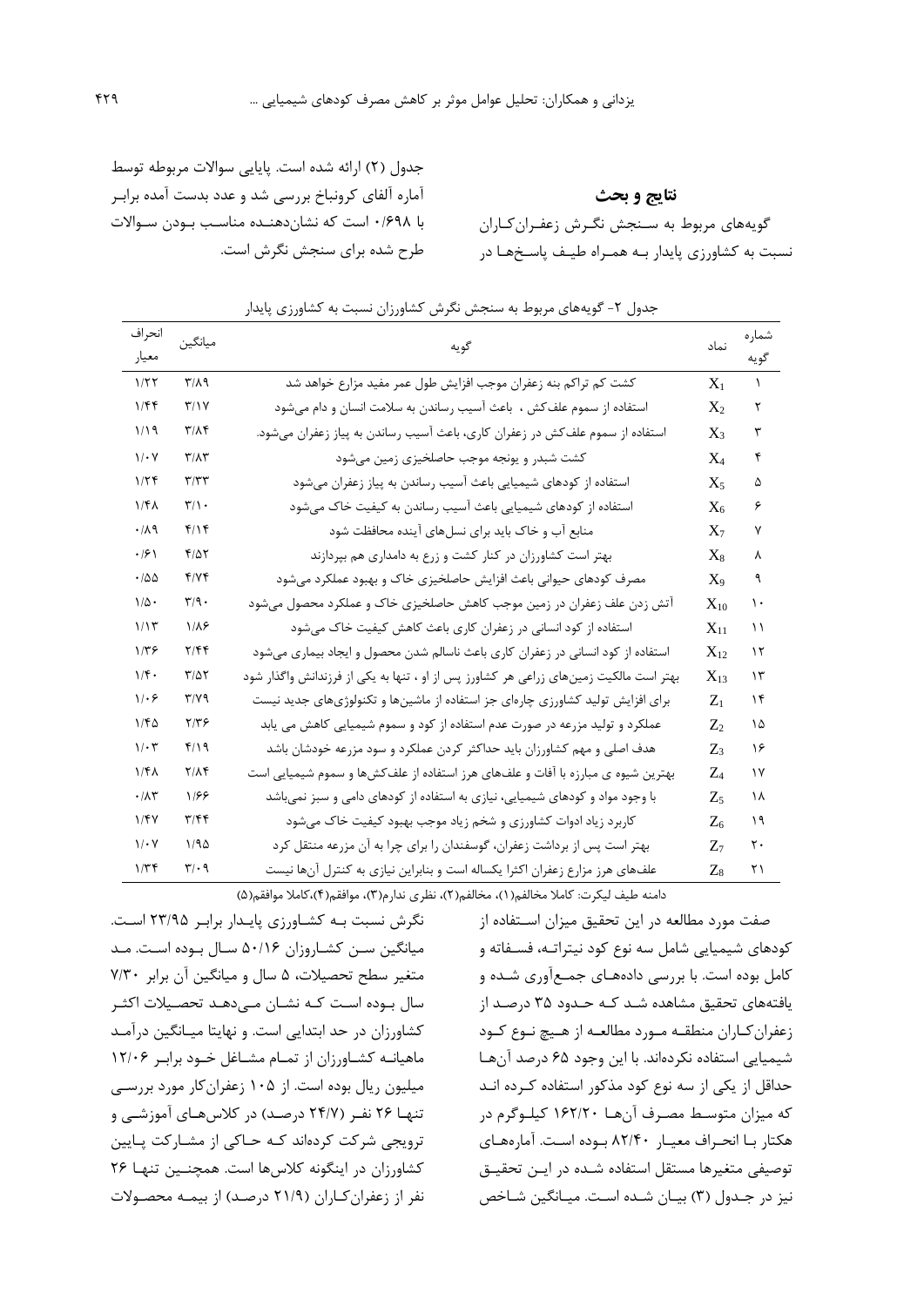## نتایج و بحث

گویه‌های مربوط به سـنجش نگـرش زعفـران‌کـاران نسبت به کشاورزی پایدار بـه همـراه طیـف پاسـخ‌هـا در جدول (۲) ارائه شده است. پایایی سوالات مربوطه توسط آماره آلفای کرونباخ بررسی شد و عدد بدست آمده برابـر با ۰/۶۹۸ است که نشان‌دهنـده مناسـب بـودن سـوالات طرح شده برای سنجش نگرش است.

جدول ۲- گویه‌های مربوط به سنجش نگرش کشاورزان نسبت به کشاورزی پایدار

| شماره گویه | نماد | گویه | میانگین | انحراف معیار |
|---|---|---|---|---|
| ۱ | $X_1$ | کشت کم تراکم بنه زعفران موجب افزایش طول عمر مفید مزارع خواهد شد | ۳/۸۹ | ۱/۲۲ |
| ۲ | $X_2$ | استفاده از سموم علف‌کش ، باعث آسیب رساندن به سلامت انسان و دام می‌شود | ۳/۱۷ | ۱/۴۴ |
| ۳ | $X_3$ | استفاده از سموم علف‌کش در زعفران کاری، باعث آسیب رساندن به پیاز زعفران می‌شود. | ۳/۸۴ | ۱/۱۹ |
| ۴ | $X_4$ | کشت شبدر و یونجه موجب حاصلخیزی زمین می‌شود | ۳/۸۳ | ۱/۰۷ |
| ۵ | $X_5$ | استفاده از کودهای شیمیایی باعث آسیب رساندن به پیاز زعفران می‌شود | ۳/۳۳ | ۱/۲۴ |
| ۶ | $X_6$ | استفاده از کودهای شیمیایی باعث آسیب رساندن به کیفیت خاک می‌شود | ۳/۱۰ | ۱/۴۸ |
| ۷ | $X_7$ | منابع آب و خاک باید برای نسل‌های آینده محافظت شود | ۴/۱۴ | ۰/۸۹ |
| ۸ | $X_8$ | بهتر است کشاورزان در کنار کشت و زرع به دامداری هم بپردازند | ۴/۵۲ | ۰/۶۱ |
| ۹ | $X_9$ | مصرف کودهای حیوانی باعث افزایش حاصلخیزی خاک و بهبود عملکرد می‌شود | ۴/۷۴ | ۰/۵۵ |
| ۱۰ | $X_{10}$ | آتش زدن علف زعفران در زمین موجب کاهش حاصلخیزی خاک و عملکرد محصول می‌شود | ۳/۹۰ | ۱/۵۰ |
| ۱۱ | $X_{11}$ | استفاده از کود انسانی در زعفران کاری باعث کاهش کیفیت خاک می‌شود | ۱/۸۶ | ۱/۱۳ |
| ۱۲ | $X_{12}$ | استفاده از کود انسانی در زعفران کاری باعث ناسالم شدن محصول و ایجاد بیماری می‌شود | ۲/۴۴ | ۱/۳۶ |
| ۱۳ | $X_{13}$ | بهتر است مالکیت زمین‌های زراعی هر کشاورز پس از او ، تنها به یکی از فرزندانش واگذار شود | ۳/۵۲ | ۱/۴۰ |
| ۱۴ | $Z_1$ | برای افزایش تولید کشاورزی چاره‌ای جز استفاده از ماشین‌ها و تکنولوژی‌های جدید نیست | ۳/۷۹ | ۱/۰۶ |
| ۱۵ | $Z_2$ | عملکرد و تولید مزرعه در صورت عدم استفاده از کود و سموم شیمیایی کاهش می یابد | ۲/۳۶ | ۱/۴۵ |
| ۱۶ | $Z_3$ | هدف اصلی و مهم کشاورزان باید حداکثر کردن عملکرد و سود مزرعه خودشان باشد | ۴/۱۹ | ۱/۰۳ |
| ۱۷ | $Z_4$ | بهترین شیوه ی مبارزه با آفات و علف‌های هرز استفاده از علف‌کش‌ها و سموم شیمیایی است | ۲/۸۴ | ۱/۴۸ |
| ۱۸ | $Z_5$ | با وجود مواد و کودهای شیمیایی، نیازی به استفاده از کودهای دامی و سبز نمی‌باشد | ۱/۶۶ | ۰/۸۳ |
| ۱۹ | $Z_6$ | کاربرد زیاد ادوات کشاورزی و شخم زیاد موجب بهبود کیفیت خاک می‌شود | ۳/۴۴ | ۱/۴۷ |
| ۲۰ | $Z_7$ | بهتر است پس از برداشت زعفران، گوسفندان را برای چرا به آن مزرعه منتقل کرد | ۱/۹۵ | ۱/۰۷ |
| ۲۱ | $Z_8$ | علف‌های هرز مزارع زعفران اکثرا یکساله است و بنابراین نیازی به کنترل آن‌ها نیست | ۳/۰۹ | ۱/۳۴ |

دامنه طیف لیکرت: کاملا مخالفم(۱)، مخالفم(۲)، نظری ندارم(۳)، موافقم(۴)،کاملا موافقم(۵)

صفت مورد مطالعه در این تحقیق میزان اسـتفاده از کودهای شیمیایی شامل سه نوع کود نیتراتـه، فسـفاته و کامل بوده است. با بررسی داده‌هـای جمـع‌آوری شـده و یافته‌های تحقیق مشاهده شـد کـه حـدود ۳۵ درصـد از زعفران‌کـاران منطقـه مـورد مطالعـه از هـیچ نـوع کـود شیمیایی استفاده نکرده‌اند. با این وجود ۶۵ درصد آن‌هـا حداقل از یکی از سه نوع کود مذکور استفاده کـرده انـد که میزان متوسـط مصـرف آن‌هـا ۱۶۲/۲۰ کیلـوگرم در هکتار بـا انحـراف معیـار ۸۲/۴۰ بـوده اسـت. آماره‌هـای توصیفی متغیرها مستقل استفاده شـده در ایـن تحقیـق نیز در جـدول (۳) بیـان شـده اسـت. میـانگین شـاخص نگرش نسبت بـه کشـاورزی پایـدار برابـر ۲۳/۹۵ اسـت. میانگین سـن کشـاروزان ۵۰/۱۶ سـال بـوده اسـت. مـد متغیر سطح تحصیلات، ۵ سال و میانگین آن برابر ۷/۳۰ سال بـوده اسـت کـه نشـان مـی‌دهـد تحصـیلات اکثـر کشاورزان در حد ابتدایی است. و نهایتا میـانگین درآمـد ماهیانـه کشـاورزان از تمـام مشـاغل خـود برابـر ۱۲/۰۶ میلیون ریال بوده است. از ۱۰۵ زعفران‌کار مورد بررسـی تنهـا ۲۶ نفـر (۲۴/۷ درصـد) در کلاس‌هـای آموزشـی و ترویجی شرکت کرده‌اند کـه حـاکی از مشـارکت پـایین کشاورزان در اینگونه کلاس‌ها است. همچنـین تنهـا ۲۶ نفر از زعفران‌کـاران (۲۱/۹ درصـد) از بیمـه محصـولات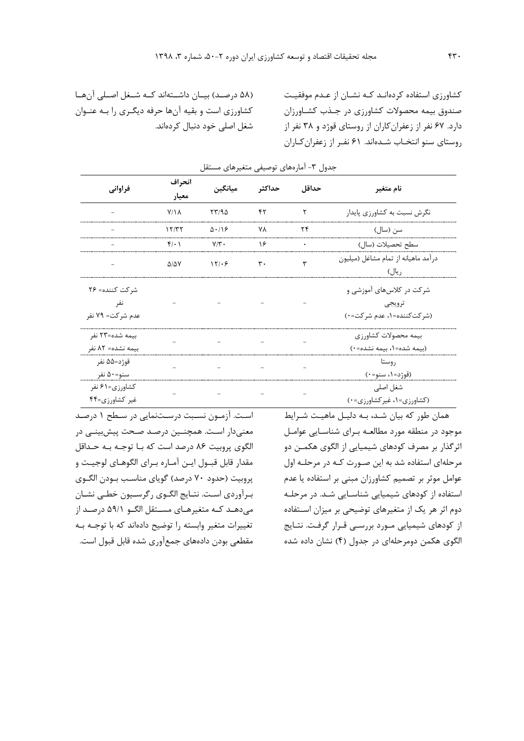کشاورزی استفاده کرده‌اند که نشان از عدم موفقیت صندوق بیمه محصولات کشاورزی در جذب کشاورزان دارد. ۶۷ نفر از زعفران‌کاران از روستای قوژد و ۳۸ نفر از روستای سنو انتخاب شده‌اند. ۶۱ نفر از زعفران‌کاران (۵۸ درصد) بیان داشته‌اند که شغل اصلی آن‌ها کشاورزی است و بقیه آن‌ها حرفه دیگری را به عنوان شغل اصلی خود دنبال کرده‌اند.

جدول ۳- آماره‌های توصیفی متغیرهای مستقل

| نام متغیر | حداقل | حداکثر | میانگین | انحراف معیار | فراوانی |
|---|---|---|---|---|---|
| نگرش نسبت به کشاورزی پایدار | ۲ | ۴۲ | ۲۳/۹۵ | ۷/۱۸ | - |
| سن (سال) | ۲۴ | ۷۸ | ۵۰/۱۶ | ۱۲/۳۲ | - |
| سطح تحصیلات (سال) | ۰ | ۱۶ | ۷/۳۰ | ۴/۰۱ | - |
| درآمد ماهیانه از تمام مشاغل (میلیون ریال) | ۳ | ۳۰ | ۱۲/۰۶ | ۵/۵۷ | - |
| شرکت در کلاس‌های آموزشی و ترویجی (شرکت‌کننده=۱، عدم شرکت=۰) | - | - | - | - | شرکت کننده= ۲۶ نفر عدم شرکت= ۷۹ نفر |
| بیمه محصولات کشاورزی (بیمه شده=۱، بیمه نشده=۰) | - | - | - | - | بیمه شده=۲۳ نفر بیمه نشده= ۸۲ نفر |
| روستا (قوژد=۱، سنو=۰) | - | - | - | - | قوژد=۵۵ نفر سنو=۵۰ نفر |
| شغل اصلی (کشاورزی=۱، غیرکشاورزی=۰) | - | - | - | - | کشاورزی=۶۱ نفر غیر کشاورزی=۴۴ |

همان طور که بیان شد، به دلیل ماهیت شرایط موجود در منطقه مورد مطالعه برای شناسایی عوامل اثرگذار بر مصرف کودهای شیمیایی از الگوی هکمن دو مرحله‌ای استفاده شد به این صورت که در مرحله اول عوامل موثر بر تصمیم کشاورزان مبنی بر استفاده یا عدم استفاده از کودهای شیمیایی شناسایی شد. در مرحله دوم اثر هر یک از متغیرهای توضیحی بر میزان استفاده از کودهای شیمیایی مورد بررسی قرار گرفت. نتایج الگوی هکمن دومرحله‌ای در جدول (۴) نشان داده شده است. آزمون نسبت درست‌نمایی در سطح ۱ درصد معنی‌دار است. همچنین درصد صحت پیش‌بینی در الگوی پروبیت ۸۶ درصد است که با توجه به حداقل مقدار قابل قبول این آماره برای الگوهای لوجیت و پروبیت (حدود ۷۰ درصد) گویای مناسب بودن الگوی برآوردی است. نتایج الگوی رگرسیون خطی نشان می‌دهد که متغیرهای مستقل الگو ۵۹/۱ درصد از تغییرات متغیر وابسته را توضیح داده‌اند که با توجه به مقطعی بودن داده‌های جمع‌آوری شده قابل قبول است.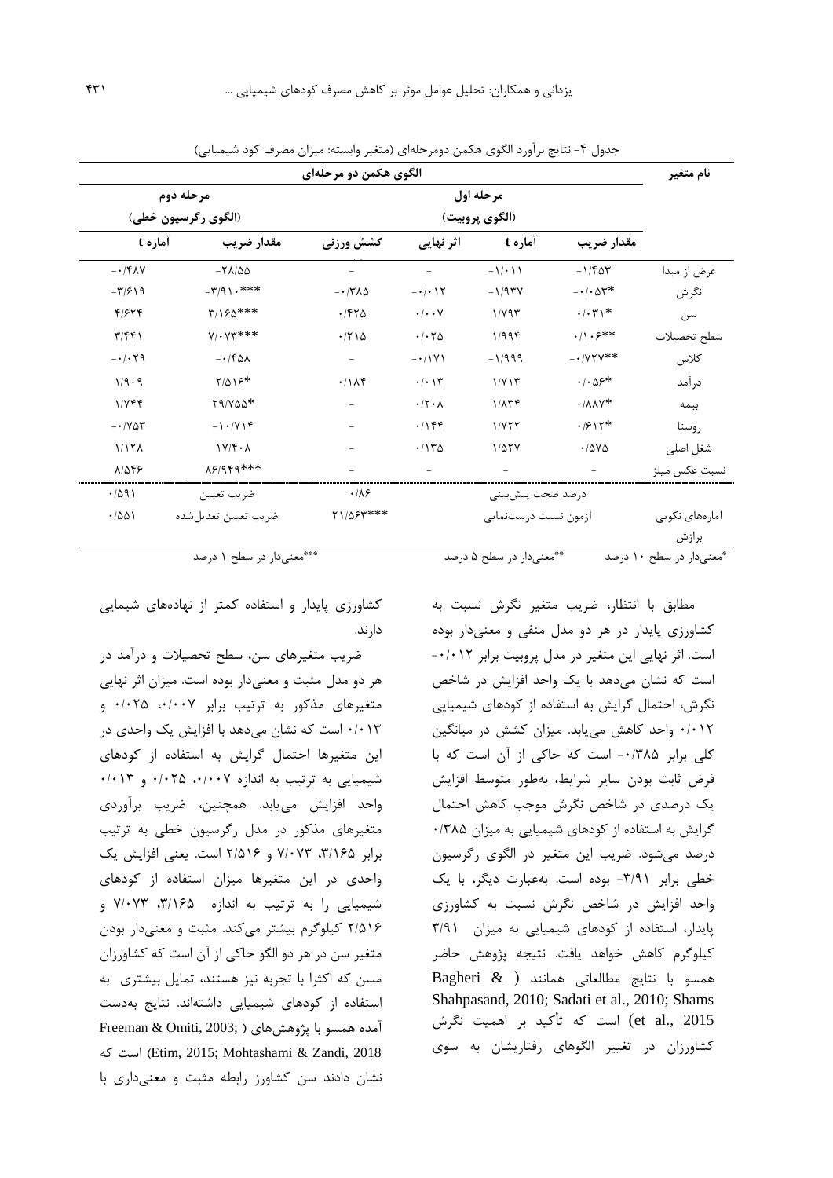جدول ۴- نتایج برآورد الگوی هکمن دومرحله‌ای (متغیر وابسته: میزان مصرف کود شیمیایی)

| نام متغیر | الگوی هکمن دو مرحله‌ای | | | | | |
|---|---|---|---|---|---|---|
| | مرحله اول (الگوی پروبیت) | | | | مرحله دوم (الگوی رگرسیون خطی) | |
| | مقدار ضریب | آماره t | اثر نهایی | کشش ورزنی | مقدار ضریب | آماره t |
| عرض از مبدا | -۱/۴۵۳ | -۱/۰۱۱ | - | - | -۲۸/۵۵ | -۰/۴۸۷ |
| نگرش | -۰/۰۵۳* | -۱/۹۳۷ | -۰/۰۱۲ | -۰/۳۸۵ | -۳/۹۱۰*** | -۳/۶۱۹ |
| سن | ۰/۰۳۱* | ۱/۷۹۳ | ۰/۰۰۷ | ۰/۴۲۵ | ۳/۱۶۵*** | ۴/۶۲۴ |
| سطح تحصیلات | ۰/۱۰۶** | ۱/۹۹۴ | ۰/۰۲۵ | ۰/۲۱۵ | ۷/۰۷۳*** | ۳/۴۴۱ |
| کلاس | -۰/۷۲۷** | -۱/۹۹۹ | -۰/۱۷۱ | - | -۰/۴۵۸ | -۰/۰۲۹ |
| درآمد | ۰/۰۵۶* | ۱/۷۱۳ | ۰/۰۱۳ | ۰/۱۸۴ | ۲/۵۱۶* | ۱/۹۰۹ |
| بیمه | ۰/۸۸۷* | ۱/۸۳۴ | ۰/۲۰۸ | - | ۲۹/۷۵۵* | ۱/۷۴۴ |
| روستا | ۰/۶۱۲* | ۱/۷۲۲ | ۰/۱۴۴ | - | -۱۰/۷۱۴ | -۰/۷۵۳ |
| شغل اصلی | ۰/۵۷۵ | ۱/۵۲۷ | ۰/۱۳۵ | - | ۱۷/۴۰۸ | ۱/۱۲۸ |
| نسبت عکس میلز | - | - | - | - | ۸۶/۹۴۹*** | ۸/۵۴۶ |
| آماره‌های نکویی برازش | درصد صحت پیش‌بینی | | | ۰/۸۶ | ضریب تعیین | ۰/۵۹۱ |
| | آزمون نسبت درست‌نمایی | | | ۲۱/۵۶۳*** | ضریب تعیین تعدیل‌شده | ۰/۵۵۱ |

*معنی‌دار در سطح ۱۰ درصد &nbsp;&nbsp;&nbsp; **معنی‌دار در سطح ۵ درصد &nbsp;&nbsp;&nbsp; ***معنی‌دار در سطح ۱ درصد

مطابق با انتظار، ضریب متغیر نگرش نسبت به کشاورزی پایدار در هر دو مدل منفی و معنی‌دار بوده است. اثر نهایی این متغیر در مدل پروبیت برابر ۰/۰۱۲- است که نشان می‌دهد با یک واحد افزایش در شاخص نگرش، احتمال گرایش به استفاده از کودهای شیمیایی ۰/۰۱۲ واحد کاهش می‌یابد. میزان کشش در میانگین کلی برابر ۰/۳۸۵- است که حاکی از آن است که با فرض ثابت بودن سایر شرایط، به‌طور متوسط افزایش یک درصدی در شاخص نگرش موجب کاهش احتمال گرایش به استفاده از کودهای شیمیایی به میزان ۰/۳۸۵ درصد می‌شود. ضریب این متغیر در الگوی رگرسیون خطی برابر ۳/۹۱- بوده است. به‌عبارت دیگر، با یک واحد افزایش در شاخص نگرش نسبت به کشاورزی پایدار، استفاده از کودهای شیمیایی به میزان ۳/۹۱ کیلوگرم کاهش خواهد یافت. نتیجه پژوهش حاضر همسو با نتایج مطالعاتی همانند (Bagheri & Shahpasand, 2010; Sadati et al., 2010; Shams et al., 2015) است که تأکید بر اهمیت نگرش کشاورزان در تغییر الگوهای رفتاریشان به سوی کشاورزی پایدار و استفاده کمتر از نهاده‌های شیمیایی دارند.

ضریب متغیرهای سن، سطح تحصیلات و درآمد در هر دو مدل مثبت و معنی‌دار بوده است. میزان اثر نهایی متغیرهای مذکور به ترتیب برابر ۰/۰۰۷، ۰/۰۲۵ و ۰/۰۱۳ است که نشان می‌دهد با افزایش یک واحدی در این متغیرها احتمال گرایش به استفاده از کودهای شیمیایی به ترتیب به اندازه ۰/۰۰۷، ۰/۰۲۵ و ۰/۰۱۳ واحد افزایش می‌یابد. همچنین، ضریب برآوردی متغیرهای مذکور در مدل رگرسیون خطی به ترتیب برابر ۳/۱۶۵، ۷/۰۷۳ و ۲/۵۱۶ است. یعنی افزایش یک واحدی در این متغیرها میزان استفاده از کودهای شیمیایی را به ترتیب به اندازه ۳/۱۶۵، ۷/۰۷۳ و ۲/۵۱۶ کیلوگرم بیشتر می‌کند. مثبت و معنی‌دار بودن متغیر سن در هر دو الگو حاکی از آن است که کشاورزان مسن که اکثرا با تجربه نیز هستند، تمایل بیشتری به استفاده از کودهای شیمیایی داشته‌اند. نتایج به‌دست آمده همسو با پژوهش‌های (Freeman & Omiti, 2003; Etim, 2015; Mohtashami & Zandi, 2018) است که نشان دادند سن کشاورز رابطه مثبت و معنی‌داری با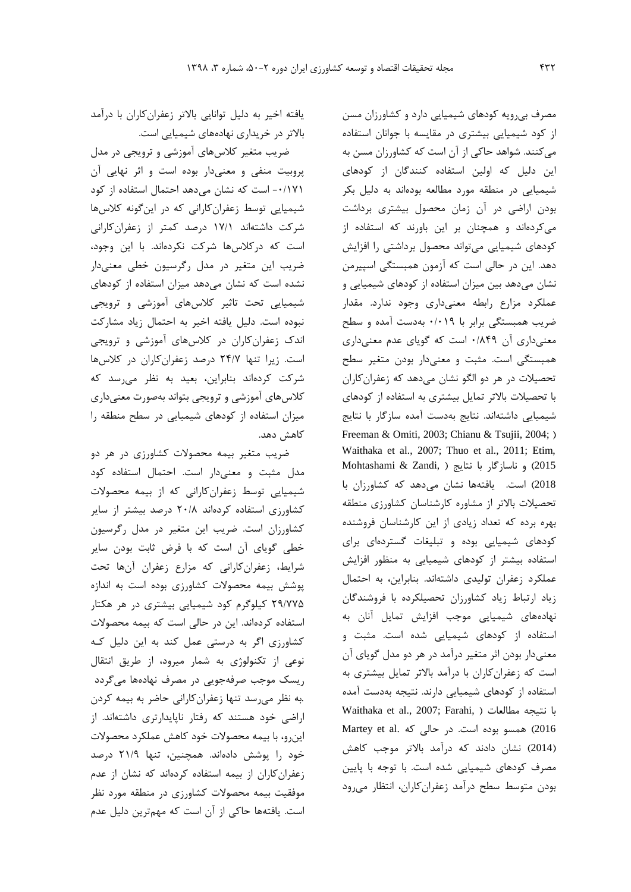مصرف بی‌رویه کودهای شیمیایی دارد و کشاورزان مسن از کود شیمیایی بیشتری در مقایسه با جوانان استفاده می‌کنند. شواهد حاکی از آن است که کشاورزان مسن به این دلیل که اولین استفاده کنندگان از کودهای شیمیایی در منطقه مورد مطالعه بوده‌اند به دلیل بکر بودن اراضی در آن زمان محصول بیشتری برداشت می‌کرده‌اند و همچنان بر این باورند که استفاده از کودهای شیمیایی می‌تواند محصول برداشتی را افزایش دهد. این در حالی است که آزمون همبستگی اسپیرمن نشان می‌دهد بین میزان استفاده از کودهای شیمیایی و عملکرد مزارع رابطه معنی‌داری وجود ندارد. مقدار ضریب همبستگی برابر با ۰/۰۱۹ به‌دست آمده و سطح معنی‌داری آن ۰/۸۴۹ است که گویای عدم معنی‌داری همبستگی است. مثبت و معنی‌دار بودن متغیر سطح تحصیلات در هر دو الگو نشان می‌دهد که زعفران‌کاران با تحصیلات بالاتر تمایل بیشتری به استفاده از کودهای شیمیایی داشته‌اند. نتایج به‌دست آمده سازگار با نتایج (Freeman & Omiti, 2003; Chianu & Tsujii, 2004; Waithaka et al., 2007; Thuo et al., 2011; Etim, 2015) و ناسازگار با نتایج (Mohtashami & Zandi, 2018) است. یافته‌ها نشان می‌دهد که کشاورزان با تحصیلات بالاتر از مشاوره کارشناسان کشاورزی منطقه بهره برده که تعداد زیادی از این کارشناسان فروشنده کودهای شیمیایی بوده و تبلیغات گسترده‌ای برای استفاده بیشتر از کودهای شیمیایی به منظور افزایش عملکرد زعفران تولیدی داشته‌اند. بنابراین، به احتمال زیاد ارتباط زیاد کشاورزان تحصیلکرده با فروشندگان نهاده‌های شیمیایی موجب افزایش تمایل آنان به استفاده از کودهای شیمیایی شده است. مثبت و معنی‌دار بودن اثر متغیر درآمد در هر دو مدل گویای آن است که زعفران‌کاران با درآمد بالاتر تمایل بیشتری به استفاده از کودهای شیمیایی دارند. نتیجه به‌دست آمده با نتیجه مطالعات (Waithaka et al., 2007; Farahi, 2016) همسو بوده است. در حالی که .Martey et al (2014) نشان دادند که درآمد بالاتر موجب کاهش مصرف کودهای شیمیایی شده است. با توجه به پایین بودن متوسط سطح درآمد زعفران‌کاران، انتظار می‌رود یافته اخیر به دلیل توانایی بالاتر زعفران‌کاران با درآمد بالاتر در خریداری نهاده‌های شیمیایی است.

ضریب متغیر کلاس‌های آموزشی و ترویجی در مدل پروبیت منفی و معنی‌دار بوده است و اثر نهایی آن ۰/۱۷۱- است که نشان می‌دهد احتمال استفاده از کود شیمیایی توسط زعفران‌کارانی که در این‌گونه کلاس‌ها شرکت داشته‌اند ۱۷/۱ درصد کمتر از زعفران‌کارانی است که درکلاس‌ها شرکت نکرده‌اند. با این وجود، ضریب این متغیر در مدل رگرسیون خطی معنی‌دار نشده است که نشان می‌دهد میزان استفاده از کودهای شیمیایی تحت تاثیر کلاس‌های آموزشی و ترویجی نبوده است. دلیل یافته اخیر به احتمال زیاد مشارکت اندک زعفران‌کاران در کلاس‌های آموزشی و ترویجی است. زیرا تنها ۲۴/۷ درصد زعفران‌کاران در کلاس‌ها شرکت کرده‌اند بنابراین، بعید به نظر می‌رسد که کلاس‌های آموزشی و ترویجی بتواند به‌صورت معنی‌داری میزان استفاده از کودهای شیمیایی در سطح منطقه را کاهش دهد.

ضریب متغیر بیمه محصولات کشاورزی در هر دو مدل مثبت و معنی‌دار است. احتمال استفاده کود شیمیایی توسط زعفران‌کارانی که از بیمه محصولات کشاورزی استفاده کرده‌اند ۲۰/۸ درصد بیشتر از سایر کشاورزان است. ضریب این متغیر در مدل رگرسیون خطی گویای آن است که با فرض ثابت بودن سایر شرایط، زعفران‌کارانی که مزارع زعفران آن‌ها تحت پوشش بیمه محصولات کشاورزی بوده است به اندازه ۲۹/۷۷۵ کیلوگرم کود شیمیایی بیشتری در هر هکتار استفاده کرده‌اند. این در حالی است که بیمه محصولات کشاورزی اگر به درستی عمل کند به این دلیل کـه نوعی از تکنولوژی به شمار میرود، از طریق انتقال ریسک موجب صرفه‌جویی در مصرف نهاده‌ها می‌گردد .به نظر می‌رسد تنها زعفران‌کارانی حاضر به بیمه کردن اراضی خود هستند که رفتار ناپایدارتری داشته‌اند. از این‌رو، با بیمه محصولات خود کاهش عملکرد محصولات خود را پوشش داده‌اند. همچنین، تنها ۲۱/۹ درصد زعفران‌کاران از بیمه استفاده کرده‌اند که نشان از عدم موفقیت بیمه محصولات کشاورزی در منطقه مورد نظر است. یافته‌ها حاکی از آن است که مهم‌ترین دلیل عدم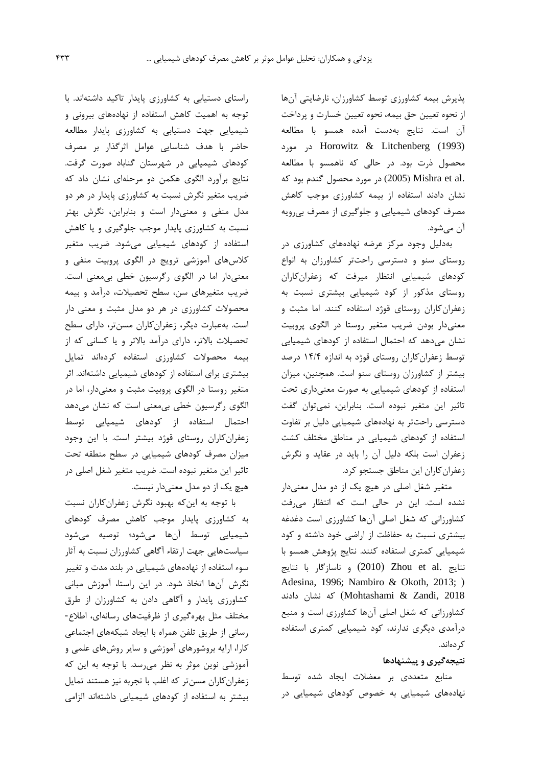پذیرش بیمه کشاورزی توسط کشاورزان، نارضایتی آن‌ها از نحوه تعیین حق بیمه، نحوه تعیین خسارت و پرداخت آن است. نتایج به‌دست آمده همسو با مطالعه Horowitz & Litchenberg (1993) در مورد محصول ذرت بود. در حالی که ناهمسو با مطالعه Mishra et al. (2005) در مورد محصول گندم بود که نشان دادند استفاده از بیمه کشاورزی موجب کاهش مصرف کودهای شیمیایی و جلوگیری از مصرف بی‌رویه آن می‌شود.

به‌دلیل وجود مرکز عرضه نهاده‌های کشاورزی در روستای سنو و دسترسی راحت‌تر کشاورزان به انواع کودهای شیمیایی انتظار میرفت که زعفران‌کاران روستای مذکور از کود شیمیایی بیشتری نسبت به زعفران‌کاران روستای قوژد استفاده کنند. اما مثبت و معنی‌دار بودن ضریب متغیر روستا در الگوی پروبیت نشان می‌دهد که احتمال استفاده از کودهای شیمیایی توسط زعفران‌کاران روستای قوژد به اندازه ۱۴/۴ درصد بیشتر از کشاورزان روستای سنو است. همچنین، میزان استفاده از کودهای شیمیایی به صورت معنی‌داری تحت تاثیر این متغیر نبوده است. بنابراین، نمی‌توان گفت دسترسی راحت‌تر به نهاده‌های شیمیایی دلیل بر تفاوت استفاده از کودهای شیمیایی در مناطق مختلف کشت زعفران است بلکه دلیل آن را باید در عقاید و نگرش زعفران‌کاران این مناطق جستجو کرد.

متغیر شغل اصلی در هیچ یک از دو مدل معنی‌دار نشده است. این در حالی است که انتظار می‌رفت کشاورزانی که شغل اصلی آن‌ها کشاورزی است دغدغه بیشتری نسبت به حفاظت از اراضی خود داشته و کود شیمیایی کمتری استفاده کنند. نتایج پژوهش همسو با نتایج Zhou et al. (2010) و ناسازگار با نتایج (Adesina, 1996; Nambiro & Okoth, 2013; Mohtashami & Zandi, 2018) که نشان دادند کشاورزانی که شغل اصلی آن‌ها کشاورزی است و منبع درآمدی دیگری ندارند، کود شیمیایی کمتری استفاده کرده‌اند.

## نتیجه‌گیری و پیشنهادها

منابع متعددی بر معضلات ایجاد شده توسط نهاده‌های شیمیایی به خصوص کودهای شیمیایی در راستای دستیابی به کشاورزی پایدار تاکید داشته‌اند. با توجه به اهمیت کاهش استفاده از نهاده‌های بیرونی و شیمیایی جهت دستیابی به کشاورزی پایدار مطالعه حاضر با هدف شناسایی عوامل اثرگذار بر مصرف کودهای شیمیایی در شهرستان گناباد صورت گرفت. نتایج برآورد الگوی هکمن دو مرحله‌ای نشان داد که ضریب متغیر نگرش نسبت به کشاورزی پایدار در هر دو مدل منفی و معنی‌دار است و بنابراین، نگرش بهتر نسبت به کشاورزی پایدار موجب جلوگیری و یا کاهش استفاده از کودهای شیمیایی می‌شود. ضریب متغیر کلاس‌های آموزشی ترویج در الگوی پروبیت منفی و معنی‌دار اما در الگوی رگرسیون خطی بی‌معنی است. ضریب متغیرهای سن، سطح تحصیلات، درآمد و بیمه محصولات کشاورزی در هر دو مدل مثبت و معنی دار است. به‌عبارت دیگر، زعفران‌کاران مسن‌تر، دارای سطح تحصیلات بالاتر، دارای درآمد بالاتر و یا کسانی که از بیمه محصولات کشاورزی استفاده کرده‌اند تمایل بیشتری برای استفاده از کودهای شیمیایی داشته‌اند. اثر متغیر روستا در الگوی پروبیت مثبت و معنی‌دار، اما در الگوی رگرسیون خطی بی‌معنی است که نشان می‌دهد احتمال استفاده از کودهای شیمیایی توسط زعفران‌کاران روستای قوژد بیشتر است. با این وجود میزان مصرف کودهای شیمیایی در سطح منطقه تحت تاثیر این متغیر نبوده است. ضریب متغیر شغل اصلی در هیچ یک از دو مدل معنی‌دار نیست.

با توجه به این‌که بهبود نگرش زعفران‌کاران نسبت به کشاورزی پایدار موجب کاهش مصرف کودهای شیمیایی توسط آن‌ها می‌شود؛ توصیه می‌شود سیاست‌هایی جهت ارتقاء آگاهی کشاورزان نسبت به آثار سوء استفاده از نهاده‌های شیمیایی در بلند مدت و تغییر نگرش آن‌ها اتخاذ شود. در این راستا، آموزش مبانی کشاورزی پایدار و آگاهی دادن به کشاورزان از طرق مختلف مثل بهره‌گیری از ظرفیت‌های رسانه‌ای، اطلاع-رسانی از طریق تلفن همراه با ایجاد شبکه‌های اجتماعی کارا، ارایه بروشورهای آموزشی و سایر روش‌های علمی و آموزشی نوین موثر به نظر می‌رسد. با توجه به این که زعفران‌کاران مسن‌تر که اغلب با تجربه نیز هستند تمایل بیشتر به استفاده از کودهای شیمیایی داشته‌اند الزامی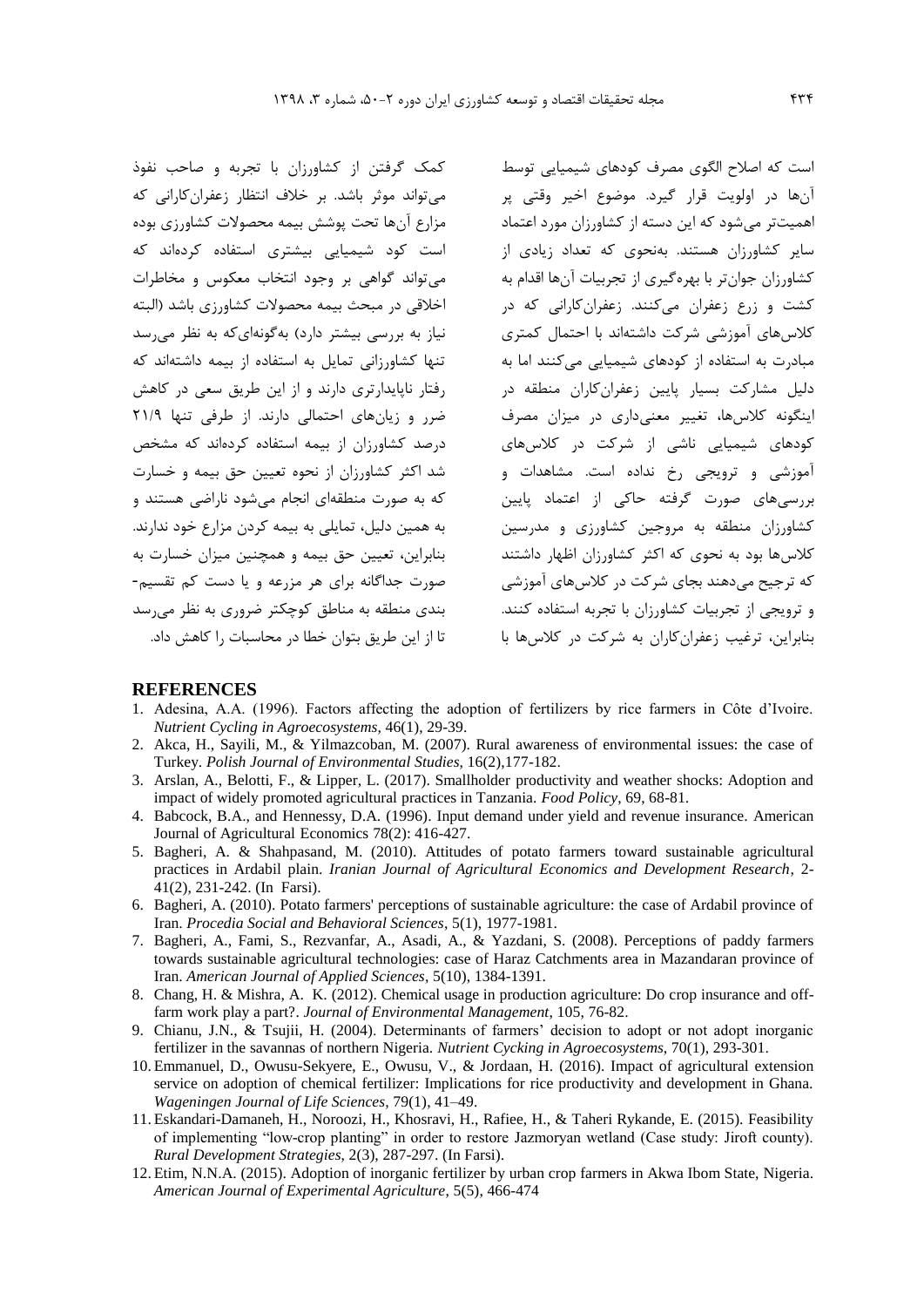است که اصلاح الگوی مصرف کودهای شیمیایی توسط آن‌ها در اولویت قرار گیرد. موضوع اخیر وقتی پر اهمیت‌تر می‌شود که این دسته از کشاورزان مورد اعتماد سایر کشاورزان هستند. به‌نحوی که تعداد زیادی از کشاورزان جوان‌تر با بهره‌گیری از تجربیات آن‌ها اقدام به کشت و زرع زعفران می‌کنند. زعفران‌کارانی که در کلاس‌های آموزشی شرکت داشته‌اند با احتمال کمتری مبادرت به استفاده از کودهای شیمیایی می‌کنند اما به دلیل مشارکت بسیار پایین زعفران‌کاران منطقه در اینگونه کلاس‌ها، تغییر معنی‌داری در میزان مصرف کودهای شیمیایی ناشی از شرکت در کلاس‌های آموزشی و ترویجی رخ نداده است. مشاهدات و بررسی‌های صورت گرفته حاکی از اعتماد پایین کشاورزان منطقه به مروجین کشاورزی و مدرسین کلاس‌ها بود به نحوی که اکثر کشاورزان اظهار داشتند که ترجیح می‌دهند بجای شرکت در کلاس‌های آموزشی و ترویجی از تجربیات کشاورزان با تجربه استفاده کنند. بنابراین، ترغیب زعفران‌کاران به شرکت در کلاس‌ها با کمک گرفتن از کشاورزان با تجربه و صاحب نفوذ می‌تواند موثر باشد. بر خلاف انتظار زعفران‌کارانی که مزارع آن‌ها تحت پوشش بیمه محصولات کشاورزی بوده است کود شیمیایی بیشتری استفاده کرده‌اند که می‌تواند گواهی بر وجود انتخاب معکوس و مخاطرات اخلاقی در مبحث بیمه محصولات کشاورزی باشد (البته نیاز به بررسی بیشتر دارد) به‌گونه‌ای‌که به نظر می‌رسد تنها کشاورزانی تمایل به استفاده از بیمه داشته‌اند که رفتار ناپایدارتری دارند و از این طریق سعی در کاهش ضرر و زیان‌های احتمالی دارند. از طرفی تنها ۲۱/۹ درصد کشاورزان از بیمه استفاده کرده‌اند که مشخص شد اکثر کشاورزان از نحوه تعیین حق بیمه و خسارت که به صورت منطقه‌ای انجام می‌شود ناراضی هستند و به همین دلیل، تمایلی به بیمه کردن مزارع خود ندارند. بنابراین، تعیین حق بیمه و همچنین میزان خسارت به صورت جداگانه برای هر مزرعه و یا دست کم تقسیم-بندی منطقه به مناطق کوچکتر ضروری به نظر می‌رسد تا از این طریق بتوان خطا در محاسبات را کاهش داد.

## REFERENCES

1. Adesina, A.A. (1996). Factors affecting the adoption of fertilizers by rice farmers in Côte d'Ivoire. *Nutrient Cycling in Agroecosystems*, 46(1), 29-39.
2. Akca, H., Sayili, M., & Yilmazcoban, M. (2007). Rural awareness of environmental issues: the case of Turkey. *Polish Journal of Environmental Studies*, 16(2),177-182.
3. Arslan, A., Belotti, F., & Lipper, L. (2017). Smallholder productivity and weather shocks: Adoption and impact of widely promoted agricultural practices in Tanzania. *Food Policy*, 69, 68-81.
4. Babcock, B.A., and Hennessy, D.A. (1996). Input demand under yield and revenue insurance. American Journal of Agricultural Economics 78(2): 416-427.
5. Bagheri, A. & Shahpasand, M. (2010). Attitudes of potato farmers toward sustainable agricultural practices in Ardabil plain. *Iranian Journal of Agricultural Economics and Development Research*, 2-41(2), 231-242. (In Farsi).
6. Bagheri, A. (2010). Potato farmers' perceptions of sustainable agriculture: the case of Ardabil province of Iran. *Procedia Social and Behavioral Sciences*, 5(1), 1977-1981.
7. Bagheri, A., Fami, S., Rezvanfar, A., Asadi, A., & Yazdani, S. (2008). Perceptions of paddy farmers towards sustainable agricultural technologies: case of Haraz Catchments area in Mazandaran province of Iran. *American Journal of Applied Sciences*, 5(10), 1384-1391.
8. Chang, H. & Mishra, A. K. (2012). Chemical usage in production agriculture: Do crop insurance and off-farm work play a part?. *Journal of Environmental Management*, 105, 76-82.
9. Chianu, J.N., & Tsujii, H. (2004). Determinants of farmers' decision to adopt or not adopt inorganic fertilizer in the savannas of northern Nigeria. *Nutrient Cycking in Agroecosystems*, 70(1), 293-301.
10. Emmanuel, D., Owusu-Sekyere, E., Owusu, V., & Jordaan, H. (2016). Impact of agricultural extension service on adoption of chemical fertilizer: Implications for rice productivity and development in Ghana. *Wageningen Journal of Life Sciences*, 79(1), 41–49.
11. Eskandari-Damaneh, H., Noroozi, H., Khosravi, H., Rafiee, H., & Taheri Rykande, E. (2015). Feasibility of implementing "low-crop planting" in order to restore Jazmoryan wetland (Case study: Jiroft county). *Rural Development Strategies*, 2(3), 287-297. (In Farsi).
12. Etim, N.N.A. (2015). Adoption of inorganic fertilizer by urban crop farmers in Akwa Ibom State, Nigeria. *American Journal of Experimental Agriculture*, 5(5), 466-474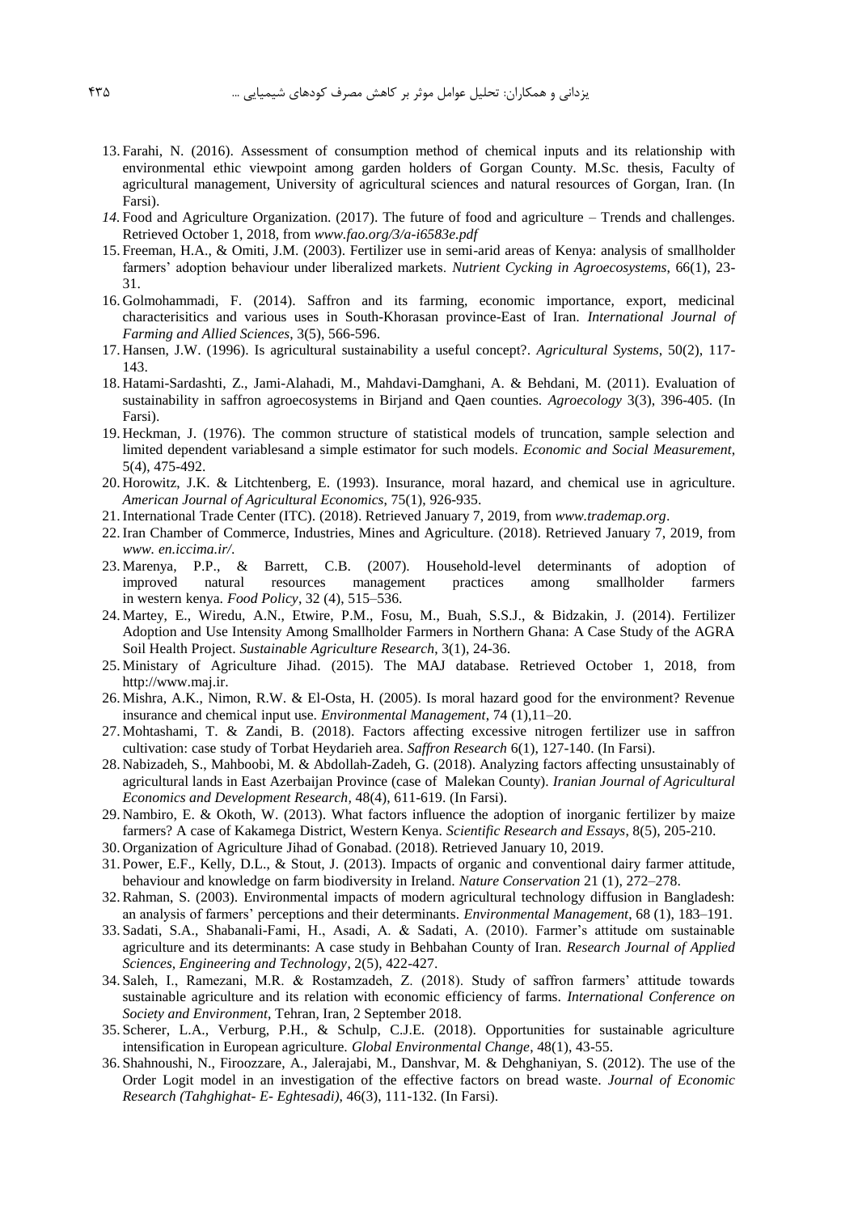13. Farahi, N. (2016). Assessment of consumption method of chemical inputs and its relationship with environmental ethic viewpoint among garden holders of Gorgan County. M.Sc. thesis, Faculty of agricultural management, University of agricultural sciences and natural resources of Gorgan, Iran. (In Farsi).
14. Food and Agriculture Organization. (2017). The future of food and agriculture – Trends and challenges. Retrieved October 1, 2018, from *www.fao.org/3/a-i6583e.pdf*
15. Freeman, H.A., & Omiti, J.M. (2003). Fertilizer use in semi-arid areas of Kenya: analysis of smallholder farmers' adoption behaviour under liberalized markets. *Nutrient Cycking in Agroecosystems*, 66(1), 23-31.
16. Golmohammadi, F. (2014). Saffron and its farming, economic importance, export, medicinal characterisitics and various uses in South-Khorasan province-East of Iran. *International Journal of Farming and Allied Sciences*, 3(5), 566-596.
17. Hansen, J.W. (1996). Is agricultural sustainability a useful concept?. *Agricultural Systems*, 50(2), 117-143.
18. Hatami-Sardashti, Z., Jami-Alahadi, M., Mahdavi-Damghani, A. & Behdani, M. (2011). Evaluation of sustainability in saffron agroecosystems in Birjand and Qaen counties. *Agroecology* 3(3), 396-405. (In Farsi).
19. Heckman, J. (1976). The common structure of statistical models of truncation, sample selection and limited dependent variablesand a simple estimator for such models. *Economic and Social Measurement*, 5(4), 475-492.
20. Horowitz, J.K. & Litchtenberg, E. (1993). Insurance, moral hazard, and chemical use in agriculture. *American Journal of Agricultural Economics*, 75(1), 926-935.
21. International Trade Center (ITC). (2018). Retrieved January 7, 2019, from *www.trademap.org*.
22. Iran Chamber of Commerce, Industries, Mines and Agriculture. (2018). Retrieved January 7, 2019, from *www. en.iccima.ir/*.
23. Marenya, P.P., & Barrett, C.B. (2007). Household-level determinants of adoption of improved natural resources management practices among smallholder farmers in western kenya. *Food Policy*, 32 (4), 515–536.
24. Martey, E., Wiredu, A.N., Etwire, P.M., Fosu, M., Buah, S.S.J., & Bidzakin, J. (2014). Fertilizer Adoption and Use Intensity Among Smallholder Farmers in Northern Ghana: A Case Study of the AGRA Soil Health Project. *Sustainable Agriculture Research*, 3(1), 24-36.
25. Ministary of Agriculture Jihad. (2015). The MAJ database. Retrieved October 1, 2018, from http://www.maj.ir.
26. Mishra, A.K., Nimon, R.W. & El-Osta, H. (2005). Is moral hazard good for the environment? Revenue insurance and chemical input use. *Environmental Management*, 74 (1),11–20.
27. Mohtashami, T. & Zandi, B. (2018). Factors affecting excessive nitrogen fertilizer use in saffron cultivation: case study of Torbat Heydarieh area. *Saffron Research* 6(1), 127-140. (In Farsi).
28. Nabizadeh, S., Mahboobi, M. & Abdollah-Zadeh, G. (2018). Analyzing factors affecting unsustainably of agricultural lands in East Azerbaijan Province (case of Malekan County). *Iranian Journal of Agricultural Economics and Development Research*, 48(4), 611-619. (In Farsi).
29. Nambiro, E. & Okoth, W. (2013). What factors influence the adoption of inorganic fertilizer by maize farmers? A case of Kakamega District, Western Kenya. *Scientific Research and Essays*, 8(5), 205-210.
30. Organization of Agriculture Jihad of Gonabad. (2018). Retrieved January 10, 2019.
31. Power, E.F., Kelly, D.L., & Stout, J. (2013). Impacts of organic and conventional dairy farmer attitude, behaviour and knowledge on farm biodiversity in Ireland. *Nature Conservation* 21 (1), 272–278.
32. Rahman, S. (2003). Environmental impacts of modern agricultural technology diffusion in Bangladesh: an analysis of farmers' perceptions and their determinants. *Environmental Management*, 68 (1), 183–191.
33. Sadati, S.A., Shabanali-Fami, H., Asadi, A. & Sadati, A. (2010). Farmer's attitude om sustainable agriculture and its determinants: A case study in Behbahan County of Iran. *Research Journal of Applied Sciences, Engineering and Technology*, 2(5), 422-427.
34. Saleh, I., Ramezani, M.R. & Rostamzadeh, Z. (2018). Study of saffron farmers' attitude towards sustainable agriculture and its relation with economic efficiency of farms. *International Conference on Society and Environment*, Tehran, Iran, 2 September 2018.
35. Scherer, L.A., Verburg, P.H., & Schulp, C.J.E. (2018). Opportunities for sustainable agriculture intensification in European agriculture. *Global Environmental Change*, 48(1), 43-55.
36. Shahnoushi, N., Firoozzare, A., Jalerajabi, M., Danshvar, M. & Dehghaniyan, S. (2012). The use of the Order Logit model in an investigation of the effective factors on bread waste. *Journal of Economic Research (Tahghighat- E- Eghtesadi)*, 46(3), 111-132. (In Farsi).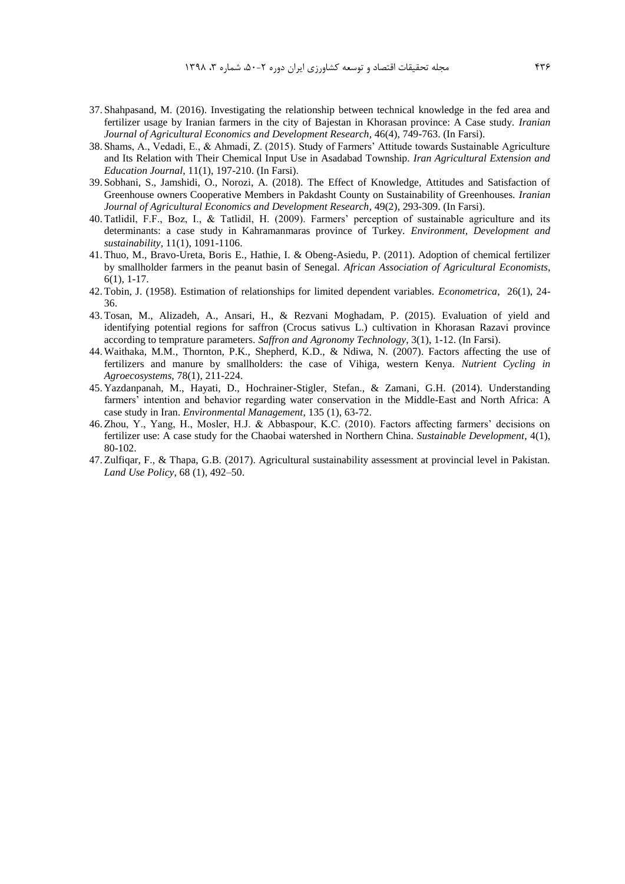37. Shahpasand, M. (2016). Investigating the relationship between technical knowledge in the fed area and fertilizer usage by Iranian farmers in the city of Bajestan in Khorasan province: A Case study. *Iranian Journal of Agricultural Economics and Development Research*, 46(4), 749-763. (In Farsi).
38. Shams, A., Vedadi, E., & Ahmadi, Z. (2015). Study of Farmers' Attitude towards Sustainable Agriculture and Its Relation with Their Chemical Input Use in Asadabad Township. *Iran Agricultural Extension and Education Journal*, 11(1), 197-210. (In Farsi).
39. Sobhani, S., Jamshidi, O., Norozi, A. (2018). The Effect of Knowledge, Attitudes and Satisfaction of Greenhouse owners Cooperative Members in Pakdasht County on Sustainability of Greenhouses. *Iranian Journal of Agricultural Economics and Development Research*, 49(2), 293-309. (In Farsi).
40. Tatlidil, F.F., Boz, I., & Tatlidil, H. (2009). Farmers' perception of sustainable agriculture and its determinants: a case study in Kahramanmaras province of Turkey. *Environment, Development and sustainability*, 11(1), 1091-1106.
41. Thuo, M., Bravo-Ureta, Boris E., Hathie, I. & Obeng-Asiedu, P. (2011). Adoption of chemical fertilizer by smallholder farmers in the peanut basin of Senegal. *African Association of Agricultural Economists*, 6(1), 1-17.
42. Tobin, J. (1958). Estimation of relationships for limited dependent variables. *Econometrica*, 26(1), 24-36.
43. Tosan, M., Alizadeh, A., Ansari, H., & Rezvani Moghadam, P. (2015). Evaluation of yield and identifying potential regions for saffron (Crocus sativus L.) cultivation in Khorasan Razavi province according to temprature parameters. *Saffron and Agronomy Technology*, 3(1), 1-12. (In Farsi).
44. Waithaka, M.M., Thornton, P.K., Shepherd, K.D., & Ndiwa, N. (2007). Factors affecting the use of fertilizers and manure by smallholders: the case of Vihiga, western Kenya. *Nutrient Cycling in Agroecosystems*, 78(1), 211-224.
45. Yazdanpanah, M., Hayati, D., Hochrainer-Stigler, Stefan., & Zamani, G.H. (2014). Understanding farmers' intention and behavior regarding water conservation in the Middle-East and North Africa: A case study in Iran. *Environmental Management*, 135 (1), 63-72.
46. Zhou, Y., Yang, H., Mosler, H.J. & Abbaspour, K.C. (2010). Factors affecting farmers' decisions on fertilizer use: A case study for the Chaobai watershed in Northern China. *Sustainable Development*, 4(1), 80-102.
47. Zulfiqar, F., & Thapa, G.B. (2017). Agricultural sustainability assessment at provincial level in Pakistan. *Land Use Policy*, 68 (1), 492–50.